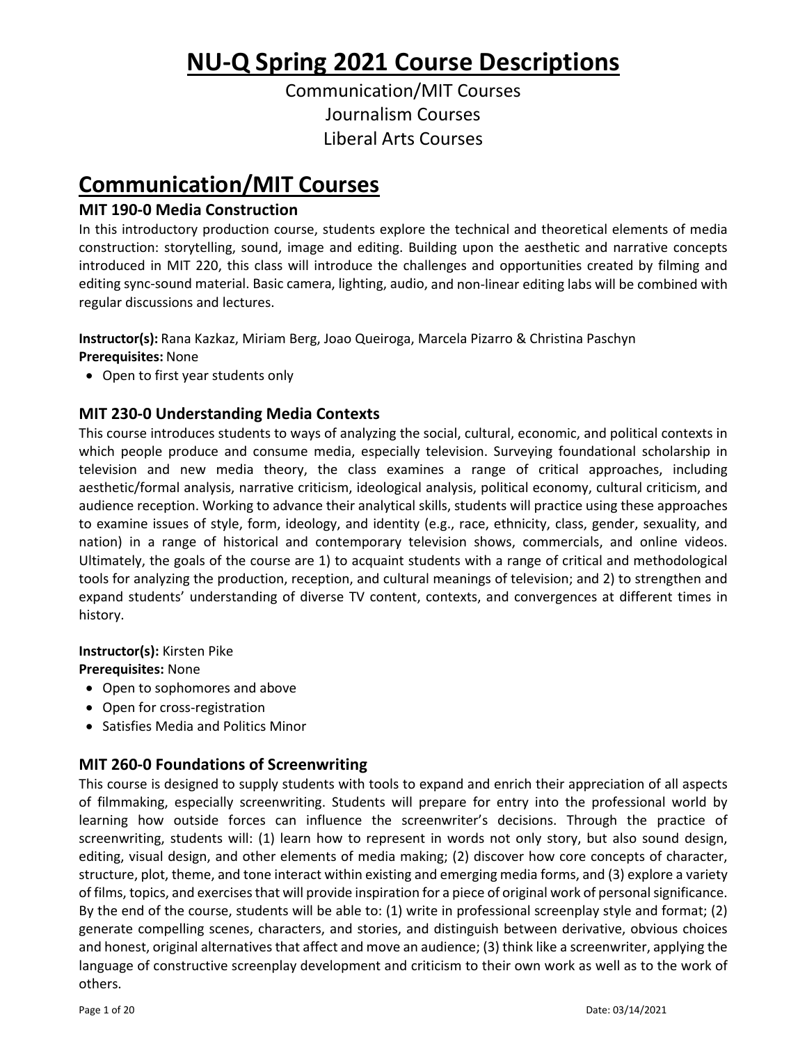# NU-Q Spring 2021 Course Descriptions

Communication/MIT Courses
Journalism Courses
Liberal Arts Courses

# Communication/MIT Courses

### MIT 190-0 Media Construction

In this introductory production course, students explore the technical and theoretical elements of media construction: storytelling, sound, image and editing. Building upon the aesthetic and narrative concepts introduced in MIT 220, this class will introduce the challenges and opportunities created by filming and editing sync-sound material. Basic camera, lighting, audio, and non-linear editing labs will be combined with regular discussions and lectures.

**Instructor(s):** Rana Kazkaz, Miriam Berg, Joao Queiroga, Marcela Pizarro & Christina Paschyn
**Prerequisites:** None

- Open to first year students only

### MIT 230-0 Understanding Media Contexts

This course introduces students to ways of analyzing the social, cultural, economic, and political contexts in which people produce and consume media, especially television. Surveying foundational scholarship in television and new media theory, the class examines a range of critical approaches, including aesthetic/formal analysis, narrative criticism, ideological analysis, political economy, cultural criticism, and audience reception. Working to advance their analytical skills, students will practice using these approaches to examine issues of style, form, ideology, and identity (e.g., race, ethnicity, class, gender, sexuality, and nation) in a range of historical and contemporary television shows, commercials, and online videos. Ultimately, the goals of the course are 1) to acquaint students with a range of critical and methodological tools for analyzing the production, reception, and cultural meanings of television; and 2) to strengthen and expand students' understanding of diverse TV content, contexts, and convergences at different times in history.

**Instructor(s):** Kirsten Pike
**Prerequisites:** None

- Open to sophomores and above
- Open for cross-registration
- Satisfies Media and Politics Minor

### MIT 260-0 Foundations of Screenwriting

This course is designed to supply students with tools to expand and enrich their appreciation of all aspects of filmmaking, especially screenwriting. Students will prepare for entry into the professional world by learning how outside forces can influence the screenwriter's decisions. Through the practice of screenwriting, students will: (1) learn how to represent in words not only story, but also sound design, editing, visual design, and other elements of media making; (2) discover how core concepts of character, structure, plot, theme, and tone interact within existing and emerging media forms, and (3) explore a variety of films, topics, and exercises that will provide inspiration for a piece of original work of personal significance. By the end of the course, students will be able to: (1) write in professional screenplay style and format; (2) generate compelling scenes, characters, and stories, and distinguish between derivative, obvious choices and honest, original alternatives that affect and move an audience; (3) think like a screenwriter, applying the language of constructive screenplay development and criticism to their own work as well as to the work of others.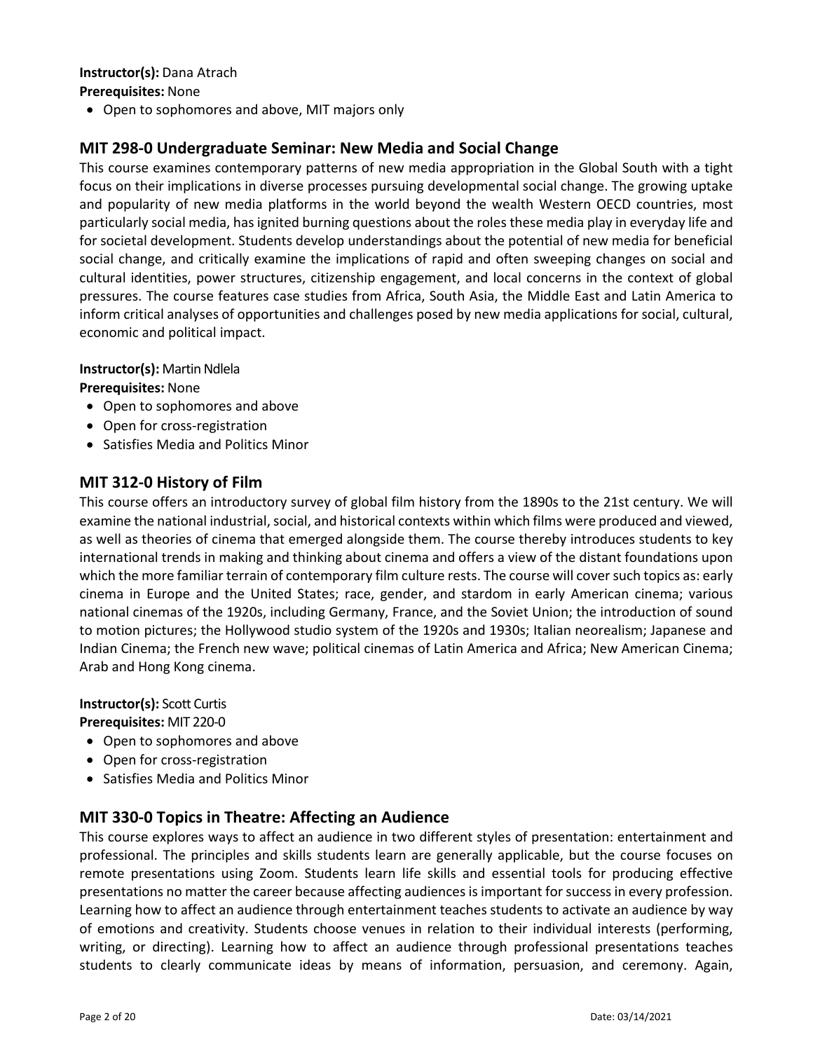**Instructor(s):** Dana Atrach
**Prerequisites:** None

- Open to sophomores and above, MIT majors only

## MIT 298-0 Undergraduate Seminar: New Media and Social Change

This course examines contemporary patterns of new media appropriation in the Global South with a tight focus on their implications in diverse processes pursuing developmental social change. The growing uptake and popularity of new media platforms in the world beyond the wealth Western OECD countries, most particularly social media, has ignited burning questions about the roles these media play in everyday life and for societal development. Students develop understandings about the potential of new media for beneficial social change, and critically examine the implications of rapid and often sweeping changes on social and cultural identities, power structures, citizenship engagement, and local concerns in the context of global pressures. The course features case studies from Africa, South Asia, the Middle East and Latin America to inform critical analyses of opportunities and challenges posed by new media applications for social, cultural, economic and political impact.

**Instructor(s):** Martin Ndlela
**Prerequisites:** None

- Open to sophomores and above
- Open for cross-registration
- Satisfies Media and Politics Minor

## MIT 312-0 History of Film

This course offers an introductory survey of global film history from the 1890s to the 21st century. We will examine the national industrial, social, and historical contexts within which films were produced and viewed, as well as theories of cinema that emerged alongside them. The course thereby introduces students to key international trends in making and thinking about cinema and offers a view of the distant foundations upon which the more familiar terrain of contemporary film culture rests. The course will cover such topics as: early cinema in Europe and the United States; race, gender, and stardom in early American cinema; various national cinemas of the 1920s, including Germany, France, and the Soviet Union; the introduction of sound to motion pictures; the Hollywood studio system of the 1920s and 1930s; Italian neorealism; Japanese and Indian Cinema; the French new wave; political cinemas of Latin America and Africa; New American Cinema; Arab and Hong Kong cinema.

**Instructor(s):** Scott Curtis
**Prerequisites:** MIT 220-0

- Open to sophomores and above
- Open for cross-registration
- Satisfies Media and Politics Minor

## MIT 330-0 Topics in Theatre: Affecting an Audience

This course explores ways to affect an audience in two different styles of presentation: entertainment and professional. The principles and skills students learn are generally applicable, but the course focuses on remote presentations using Zoom. Students learn life skills and essential tools for producing effective presentations no matter the career because affecting audiences is important for success in every profession. Learning how to affect an audience through entertainment teaches students to activate an audience by way of emotions and creativity. Students choose venues in relation to their individual interests (performing, writing, or directing). Learning how to affect an audience through professional presentations teaches students to clearly communicate ideas by means of information, persuasion, and ceremony. Again,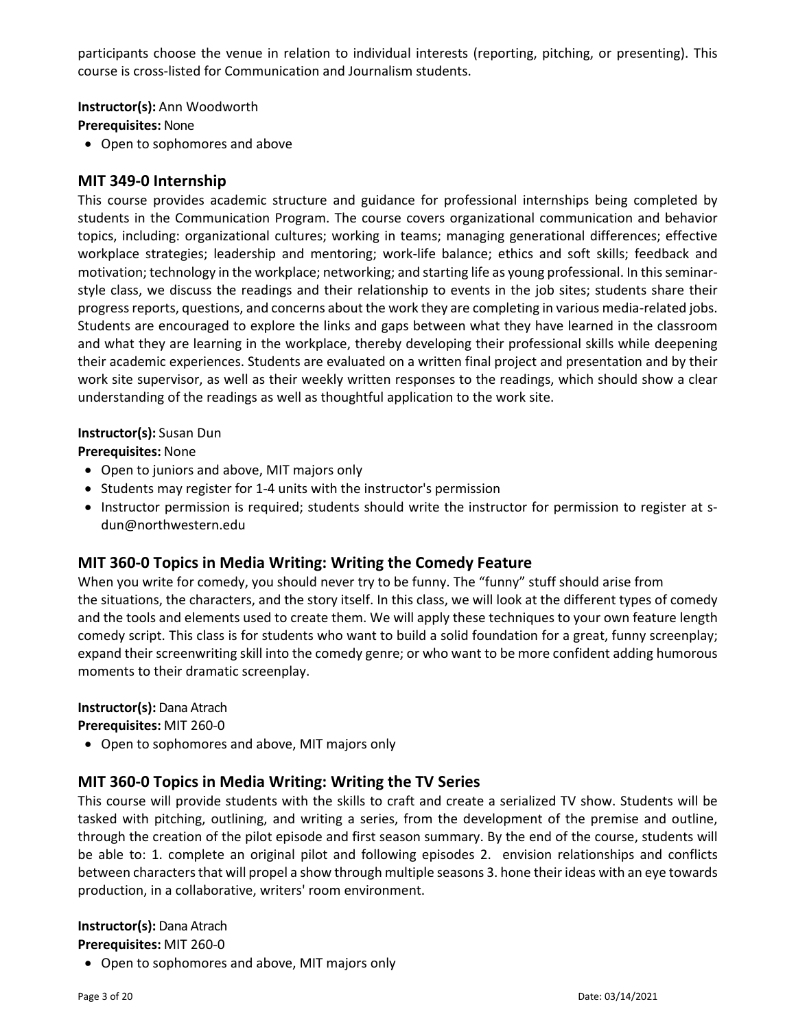participants choose the venue in relation to individual interests (reporting, pitching, or presenting). This course is cross-listed for Communication and Journalism students.

**Instructor(s):** Ann Woodworth
**Prerequisites:** None

- Open to sophomores and above

## MIT 349-0 Internship

This course provides academic structure and guidance for professional internships being completed by students in the Communication Program. The course covers organizational communication and behavior topics, including: organizational cultures; working in teams; managing generational differences; effective workplace strategies; leadership and mentoring; work-life balance; ethics and soft skills; feedback and motivation; technology in the workplace; networking; and starting life as young professional. In this seminar-style class, we discuss the readings and their relationship to events in the job sites; students share their progress reports, questions, and concerns about the work they are completing in various media-related jobs. Students are encouraged to explore the links and gaps between what they have learned in the classroom and what they are learning in the workplace, thereby developing their professional skills while deepening their academic experiences. Students are evaluated on a written final project and presentation and by their work site supervisor, as well as their weekly written responses to the readings, which should show a clear understanding of the readings as well as thoughtful application to the work site.

**Instructor(s):** Susan Dun
**Prerequisites:** None

- Open to juniors and above, MIT majors only
- Students may register for 1-4 units with the instructor's permission
- Instructor permission is required; students should write the instructor for permission to register at s-dun@northwestern.edu

## MIT 360-0 Topics in Media Writing: Writing the Comedy Feature

When you write for comedy, you should never try to be funny. The "funny" stuff should arise from the situations, the characters, and the story itself. In this class, we will look at the different types of comedy and the tools and elements used to create them. We will apply these techniques to your own feature length comedy script. This class is for students who want to build a solid foundation for a great, funny screenplay; expand their screenwriting skill into the comedy genre; or who want to be more confident adding humorous moments to their dramatic screenplay.

**Instructor(s):** Dana Atrach
**Prerequisites:** MIT 260-0

- Open to sophomores and above, MIT majors only

## MIT 360-0 Topics in Media Writing: Writing the TV Series

This course will provide students with the skills to craft and create a serialized TV show. Students will be tasked with pitching, outlining, and writing a series, from the development of the premise and outline, through the creation of the pilot episode and first season summary. By the end of the course, students will be able to: 1. complete an original pilot and following episodes 2. envision relationships and conflicts between characters that will propel a show through multiple seasons 3. hone their ideas with an eye towards production, in a collaborative, writers' room environment.

**Instructor(s):** Dana Atrach
**Prerequisites:** MIT 260-0

- Open to sophomores and above, MIT majors only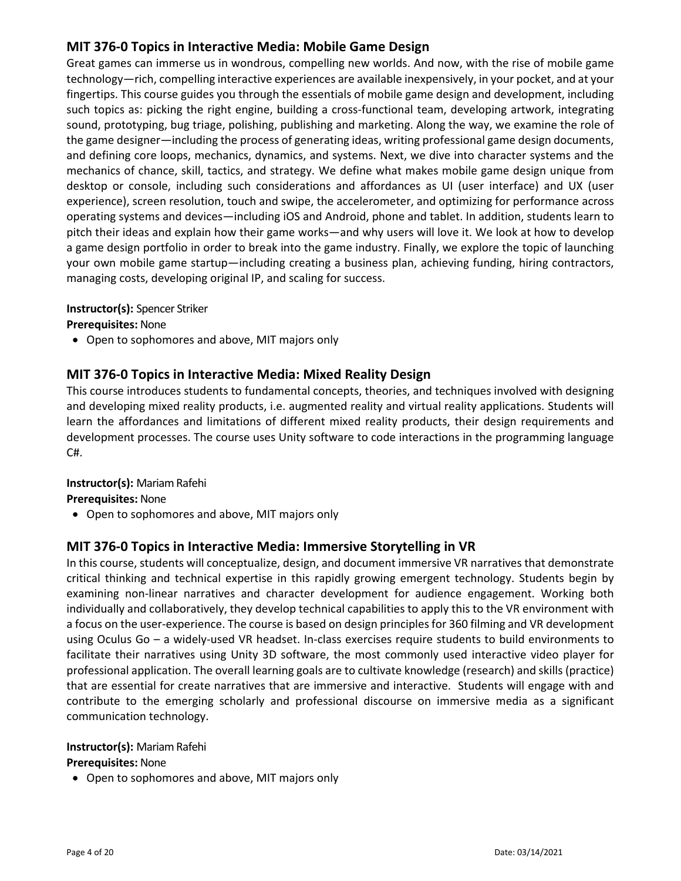## MIT 376-0 Topics in Interactive Media: Mobile Game Design

Great games can immerse us in wondrous, compelling new worlds. And now, with the rise of mobile game technology—rich, compelling interactive experiences are available inexpensively, in your pocket, and at your fingertips. This course guides you through the essentials of mobile game design and development, including such topics as: picking the right engine, building a cross-functional team, developing artwork, integrating sound, prototyping, bug triage, polishing, publishing and marketing. Along the way, we examine the role of the game designer—including the process of generating ideas, writing professional game design documents, and defining core loops, mechanics, dynamics, and systems. Next, we dive into character systems and the mechanics of chance, skill, tactics, and strategy. We define what makes mobile game design unique from desktop or console, including such considerations and affordances as UI (user interface) and UX (user experience), screen resolution, touch and swipe, the accelerometer, and optimizing for performance across operating systems and devices—including iOS and Android, phone and tablet. In addition, students learn to pitch their ideas and explain how their game works—and why users will love it. We look at how to develop a game design portfolio in order to break into the game industry. Finally, we explore the topic of launching your own mobile game startup—including creating a business plan, achieving funding, hiring contractors, managing costs, developing original IP, and scaling for success.

**Instructor(s):** Spencer Striker
**Prerequisites:** None

- Open to sophomores and above, MIT majors only

## MIT 376-0 Topics in Interactive Media: Mixed Reality Design

This course introduces students to fundamental concepts, theories, and techniques involved with designing and developing mixed reality products, i.e. augmented reality and virtual reality applications. Students will learn the affordances and limitations of different mixed reality products, their design requirements and development processes. The course uses Unity software to code interactions in the programming language C#.

**Instructor(s):** Mariam Rafehi
**Prerequisites:** None

- Open to sophomores and above, MIT majors only

## MIT 376-0 Topics in Interactive Media: Immersive Storytelling in VR

In this course, students will conceptualize, design, and document immersive VR narratives that demonstrate critical thinking and technical expertise in this rapidly growing emergent technology. Students begin by examining non-linear narratives and character development for audience engagement. Working both individually and collaboratively, they develop technical capabilities to apply this to the VR environment with a focus on the user-experience. The course is based on design principles for 360 filming and VR development using Oculus Go – a widely-used VR headset. In-class exercises require students to build environments to facilitate their narratives using Unity 3D software, the most commonly used interactive video player for professional application. The overall learning goals are to cultivate knowledge (research) and skills (practice) that are essential for create narratives that are immersive and interactive. Students will engage with and contribute to the emerging scholarly and professional discourse on immersive media as a significant communication technology.

**Instructor(s):** Mariam Rafehi
**Prerequisites:** None

- Open to sophomores and above, MIT majors only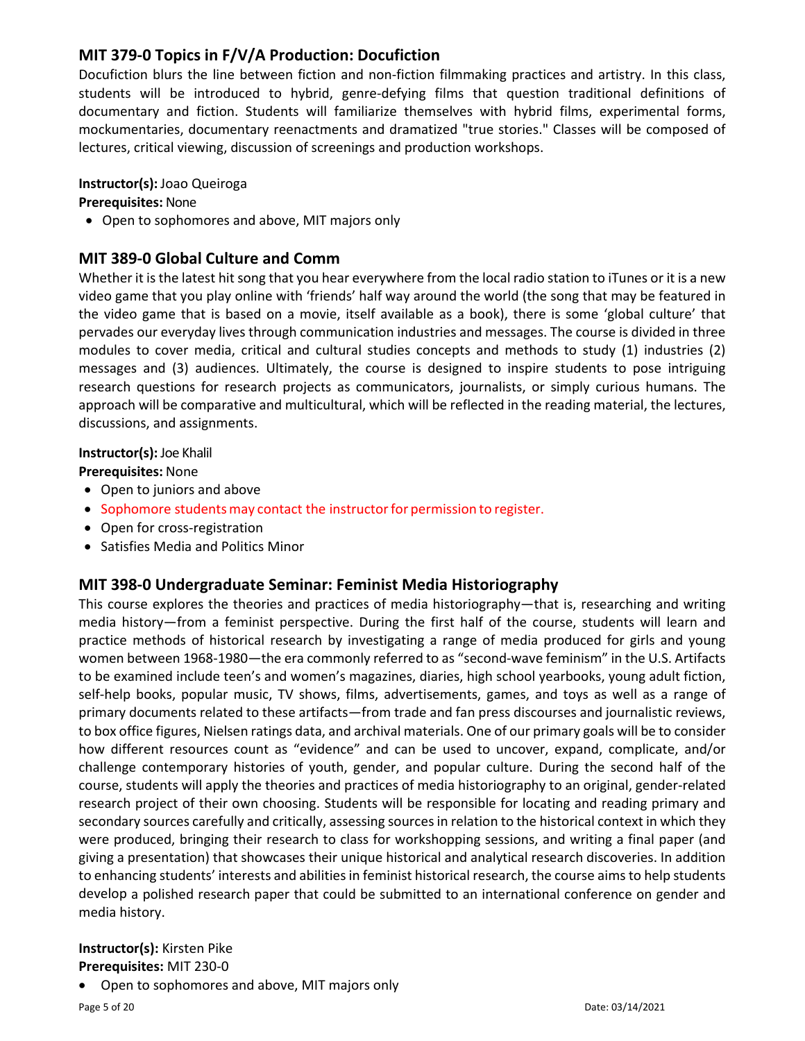## MIT 379-0 Topics in F/V/A Production: Docufiction

Docufiction blurs the line between fiction and non-fiction filmmaking practices and artistry. In this class, students will be introduced to hybrid, genre-defying films that question traditional definitions of documentary and fiction. Students will familiarize themselves with hybrid films, experimental forms, mockumentaries, documentary reenactments and dramatized "true stories." Classes will be composed of lectures, critical viewing, discussion of screenings and production workshops.

**Instructor(s):** Joao Queiroga

**Prerequisites:** None

- Open to sophomores and above, MIT majors only

## MIT 389-0 Global Culture and Comm

Whether it is the latest hit song that you hear everywhere from the local radio station to iTunes or it is a new video game that you play online with 'friends' half way around the world (the song that may be featured in the video game that is based on a movie, itself available as a book), there is some 'global culture' that pervades our everyday lives through communication industries and messages. The course is divided in three modules to cover media, critical and cultural studies concepts and methods to study (1) industries (2) messages and (3) audiences. Ultimately, the course is designed to inspire students to pose intriguing research questions for research projects as communicators, journalists, or simply curious humans. The approach will be comparative and multicultural, which will be reflected in the reading material, the lectures, discussions, and assignments.

**Instructor(s):** Joe Khalil

**Prerequisites:** None

- Open to juniors and above
- Sophomore students may contact the instructor for permission to register.
- Open for cross-registration
- Satisfies Media and Politics Minor

## MIT 398-0 Undergraduate Seminar: Feminist Media Historiography

This course explores the theories and practices of media historiography—that is, researching and writing media history—from a feminist perspective. During the first half of the course, students will learn and practice methods of historical research by investigating a range of media produced for girls and young women between 1968-1980—the era commonly referred to as "second-wave feminism" in the U.S. Artifacts to be examined include teen's and women's magazines, diaries, high school yearbooks, young adult fiction, self-help books, popular music, TV shows, films, advertisements, games, and toys as well as a range of primary documents related to these artifacts—from trade and fan press discourses and journalistic reviews, to box office figures, Nielsen ratings data, and archival materials. One of our primary goals will be to consider how different resources count as "evidence" and can be used to uncover, expand, complicate, and/or challenge contemporary histories of youth, gender, and popular culture. During the second half of the course, students will apply the theories and practices of media historiography to an original, gender-related research project of their own choosing. Students will be responsible for locating and reading primary and secondary sources carefully and critically, assessing sources in relation to the historical context in which they were produced, bringing their research to class for workshopping sessions, and writing a final paper (and giving a presentation) that showcases their unique historical and analytical research discoveries. In addition to enhancing students' interests and abilities in feminist historical research, the course aims to help students develop a polished research paper that could be submitted to an international conference on gender and media history.

**Instructor(s):** Kirsten Pike

**Prerequisites:** MIT 230-0

- Open to sophomores and above, MIT majors only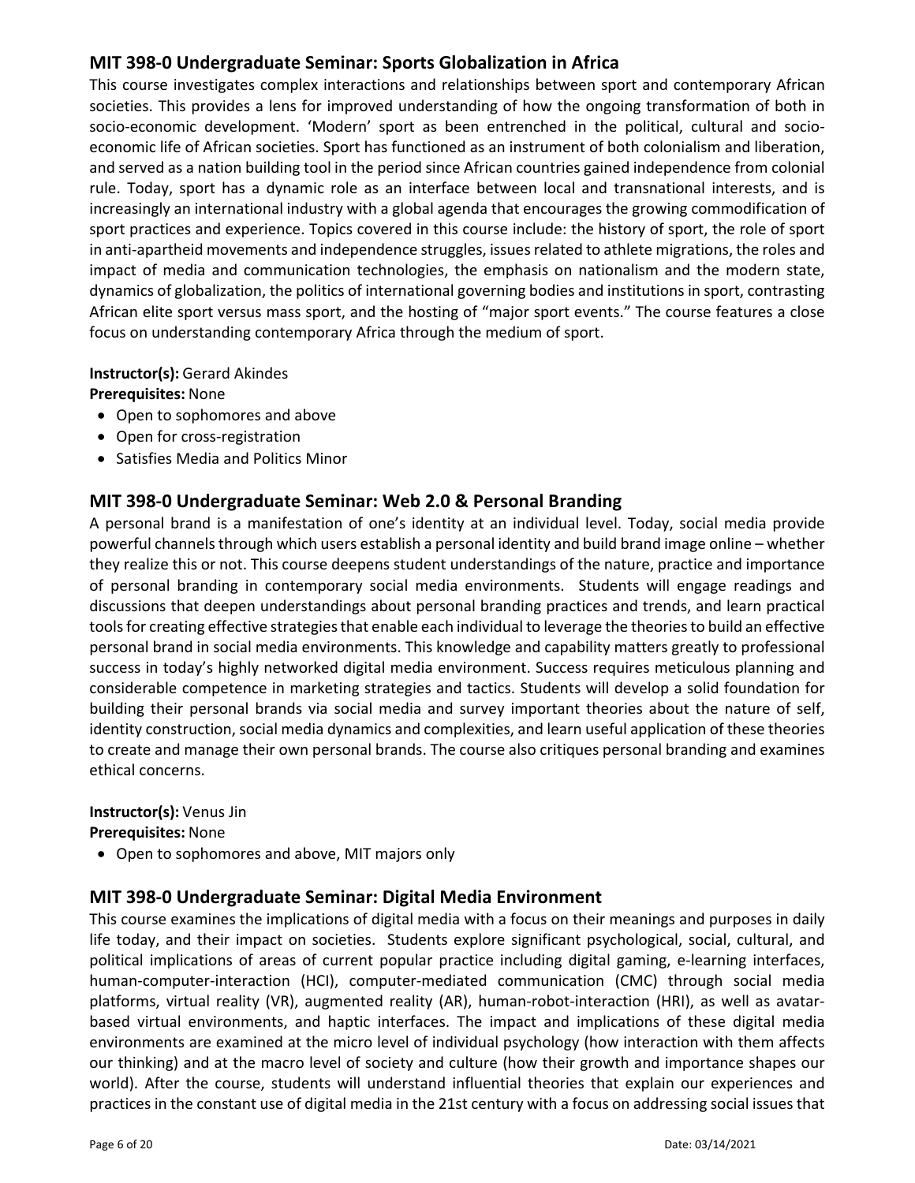## MIT 398-0 Undergraduate Seminar: Sports Globalization in Africa

This course investigates complex interactions and relationships between sport and contemporary African societies. This provides a lens for improved understanding of how the ongoing transformation of both in socio-economic development. 'Modern' sport as been entrenched in the political, cultural and socio-economic life of African societies. Sport has functioned as an instrument of both colonialism and liberation, and served as a nation building tool in the period since African countries gained independence from colonial rule. Today, sport has a dynamic role as an interface between local and transnational interests, and is increasingly an international industry with a global agenda that encourages the growing commodification of sport practices and experience. Topics covered in this course include: the history of sport, the role of sport in anti-apartheid movements and independence struggles, issues related to athlete migrations, the roles and impact of media and communication technologies, the emphasis on nationalism and the modern state, dynamics of globalization, the politics of international governing bodies and institutions in sport, contrasting African elite sport versus mass sport, and the hosting of "major sport events." The course features a close focus on understanding contemporary Africa through the medium of sport.

**Instructor(s):** Gerard Akindes
**Prerequisites:** None

- Open to sophomores and above
- Open for cross-registration
- Satisfies Media and Politics Minor

## MIT 398-0 Undergraduate Seminar: Web 2.0 & Personal Branding

A personal brand is a manifestation of one's identity at an individual level. Today, social media provide powerful channels through which users establish a personal identity and build brand image online – whether they realize this or not. This course deepens student understandings of the nature, practice and importance of personal branding in contemporary social media environments. Students will engage readings and discussions that deepen understandings about personal branding practices and trends, and learn practical tools for creating effective strategies that enable each individual to leverage the theories to build an effective personal brand in social media environments. This knowledge and capability matters greatly to professional success in today's highly networked digital media environment. Success requires meticulous planning and considerable competence in marketing strategies and tactics. Students will develop a solid foundation for building their personal brands via social media and survey important theories about the nature of self, identity construction, social media dynamics and complexities, and learn useful application of these theories to create and manage their own personal brands. The course also critiques personal branding and examines ethical concerns.

**Instructor(s):** Venus Jin
**Prerequisites:** None

- Open to sophomores and above, MIT majors only

## MIT 398-0 Undergraduate Seminar: Digital Media Environment

This course examines the implications of digital media with a focus on their meanings and purposes in daily life today, and their impact on societies. Students explore significant psychological, social, cultural, and political implications of areas of current popular practice including digital gaming, e-learning interfaces, human-computer-interaction (HCI), computer-mediated communication (CMC) through social media platforms, virtual reality (VR), augmented reality (AR), human-robot-interaction (HRI), as well as avatar-based virtual environments, and haptic interfaces. The impact and implications of these digital media environments are examined at the micro level of individual psychology (how interaction with them affects our thinking) and at the macro level of society and culture (how their growth and importance shapes our world). After the course, students will understand influential theories that explain our experiences and practices in the constant use of digital media in the 21st century with a focus on addressing social issues that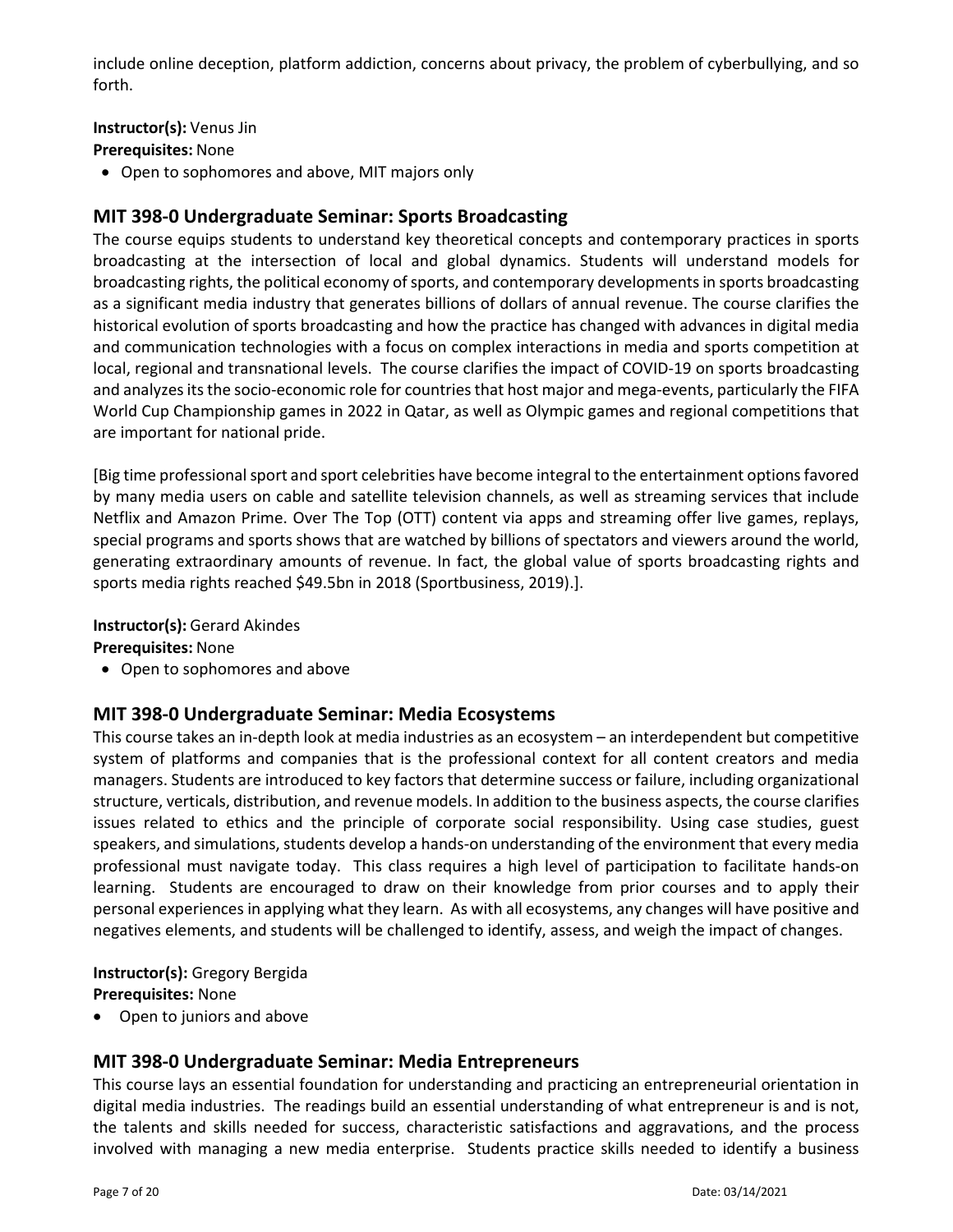include online deception, platform addiction, concerns about privacy, the problem of cyberbullying, and so forth.

**Instructor(s):** Venus Jin
**Prerequisites:** None

- Open to sophomores and above, MIT majors only

## MIT 398-0 Undergraduate Seminar: Sports Broadcasting

The course equips students to understand key theoretical concepts and contemporary practices in sports broadcasting at the intersection of local and global dynamics. Students will understand models for broadcasting rights, the political economy of sports, and contemporary developments in sports broadcasting as a significant media industry that generates billions of dollars of annual revenue. The course clarifies the historical evolution of sports broadcasting and how the practice has changed with advances in digital media and communication technologies with a focus on complex interactions in media and sports competition at local, regional and transnational levels. The course clarifies the impact of COVID-19 on sports broadcasting and analyzes its the socio-economic role for countries that host major and mega-events, particularly the FIFA World Cup Championship games in 2022 in Qatar, as well as Olympic games and regional competitions that are important for national pride.

[Big time professional sport and sport celebrities have become integral to the entertainment options favored by many media users on cable and satellite television channels, as well as streaming services that include Netflix and Amazon Prime. Over The Top (OTT) content via apps and streaming offer live games, replays, special programs and sports shows that are watched by billions of spectators and viewers around the world, generating extraordinary amounts of revenue. In fact, the global value of sports broadcasting rights and sports media rights reached $49.5bn in 2018 (Sportbusiness, 2019).].

**Instructor(s):** Gerard Akindes
**Prerequisites:** None

- Open to sophomores and above

## MIT 398-0 Undergraduate Seminar: Media Ecosystems

This course takes an in-depth look at media industries as an ecosystem – an interdependent but competitive system of platforms and companies that is the professional context for all content creators and media managers. Students are introduced to key factors that determine success or failure, including organizational structure, verticals, distribution, and revenue models. In addition to the business aspects, the course clarifies issues related to ethics and the principle of corporate social responsibility. Using case studies, guest speakers, and simulations, students develop a hands-on understanding of the environment that every media professional must navigate today. This class requires a high level of participation to facilitate hands-on learning. Students are encouraged to draw on their knowledge from prior courses and to apply their personal experiences in applying what they learn. As with all ecosystems, any changes will have positive and negatives elements, and students will be challenged to identify, assess, and weigh the impact of changes.

**Instructor(s):** Gregory Bergida
**Prerequisites:** None

- Open to juniors and above

## MIT 398-0 Undergraduate Seminar: Media Entrepreneurs

This course lays an essential foundation for understanding and practicing an entrepreneurial orientation in digital media industries. The readings build an essential understanding of what entrepreneur is and is not, the talents and skills needed for success, characteristic satisfactions and aggravations, and the process involved with managing a new media enterprise. Students practice skills needed to identify a business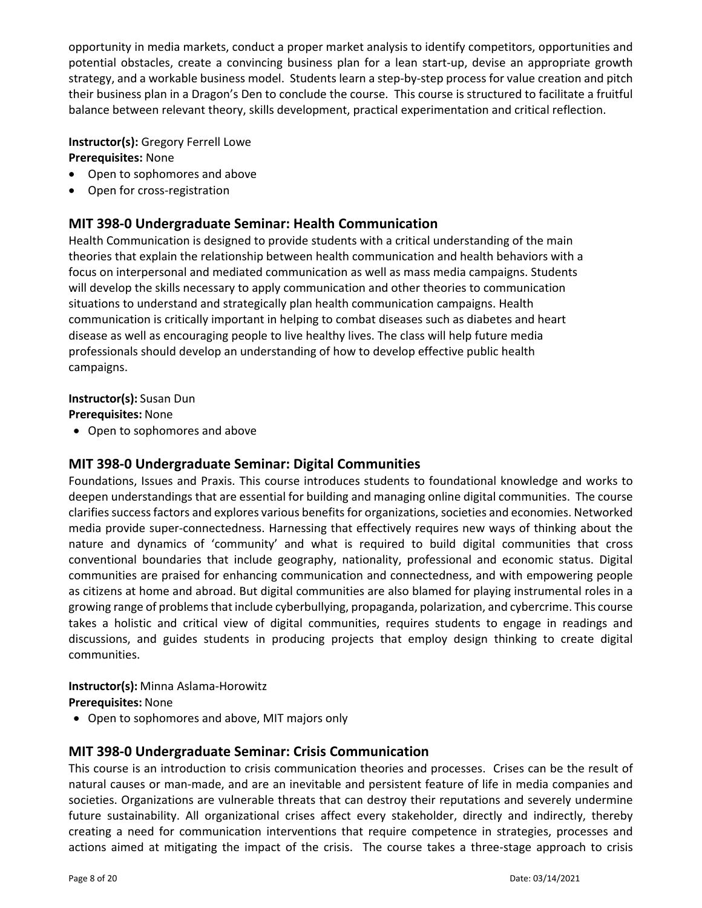opportunity in media markets, conduct a proper market analysis to identify competitors, opportunities and potential obstacles, create a convincing business plan for a lean start-up, devise an appropriate growth strategy, and a workable business model. Students learn a step-by-step process for value creation and pitch their business plan in a Dragon's Den to conclude the course. This course is structured to facilitate a fruitful balance between relevant theory, skills development, practical experimentation and critical reflection.

**Instructor(s):** Gregory Ferrell Lowe
**Prerequisites:** None

- Open to sophomores and above
- Open for cross-registration

## MIT 398-0 Undergraduate Seminar: Health Communication

Health Communication is designed to provide students with a critical understanding of the main theories that explain the relationship between health communication and health behaviors with a focus on interpersonal and mediated communication as well as mass media campaigns. Students will develop the skills necessary to apply communication and other theories to communication situations to understand and strategically plan health communication campaigns. Health communication is critically important in helping to combat diseases such as diabetes and heart disease as well as encouraging people to live healthy lives. The class will help future media professionals should develop an understanding of how to develop effective public health campaigns.

**Instructor(s):** Susan Dun
**Prerequisites:** None

- Open to sophomores and above

## MIT 398-0 Undergraduate Seminar: Digital Communities

Foundations, Issues and Praxis. This course introduces students to foundational knowledge and works to deepen understandings that are essential for building and managing online digital communities. The course clarifies success factors and explores various benefits for organizations, societies and economies. Networked media provide super-connectedness. Harnessing that effectively requires new ways of thinking about the nature and dynamics of 'community' and what is required to build digital communities that cross conventional boundaries that include geography, nationality, professional and economic status. Digital communities are praised for enhancing communication and connectedness, and with empowering people as citizens at home and abroad. But digital communities are also blamed for playing instrumental roles in a growing range of problems that include cyberbullying, propaganda, polarization, and cybercrime. This course takes a holistic and critical view of digital communities, requires students to engage in readings and discussions, and guides students in producing projects that employ design thinking to create digital communities.

**Instructor(s):** Minna Aslama-Horowitz
**Prerequisites:** None

- Open to sophomores and above, MIT majors only

## MIT 398-0 Undergraduate Seminar: Crisis Communication

This course is an introduction to crisis communication theories and processes. Crises can be the result of natural causes or man-made, and are an inevitable and persistent feature of life in media companies and societies. Organizations are vulnerable threats that can destroy their reputations and severely undermine future sustainability. All organizational crises affect every stakeholder, directly and indirectly, thereby creating a need for communication interventions that require competence in strategies, processes and actions aimed at mitigating the impact of the crisis. The course takes a three-stage approach to crisis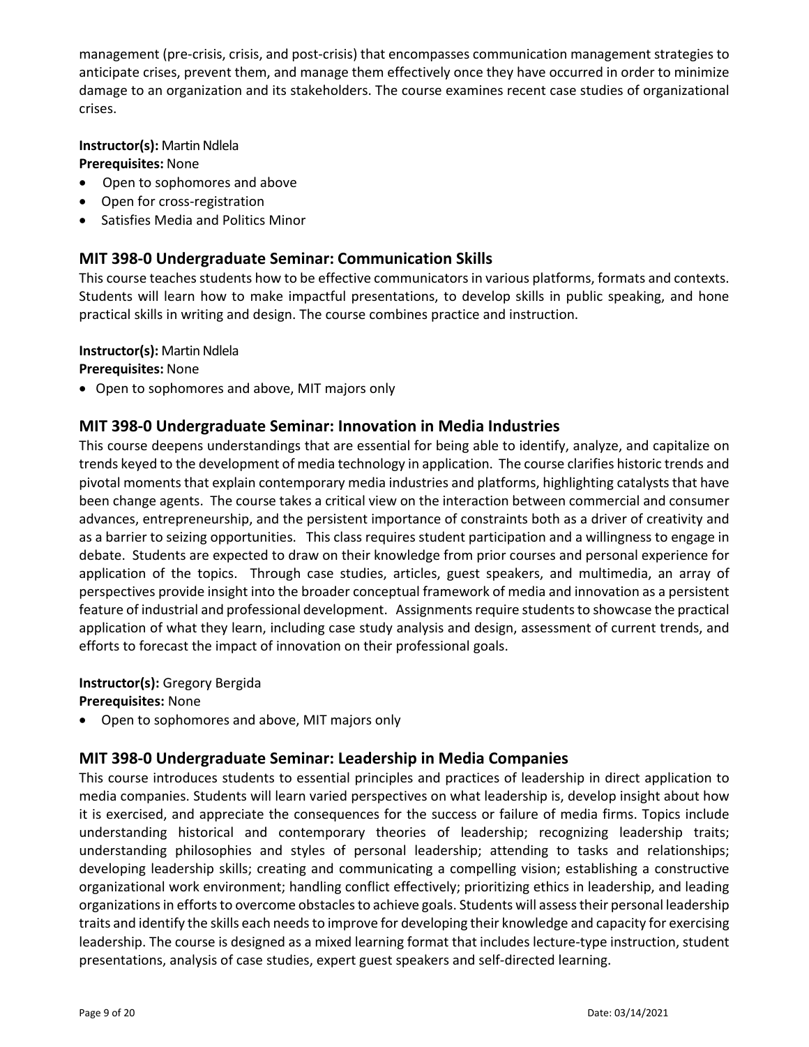management (pre-crisis, crisis, and post-crisis) that encompasses communication management strategies to anticipate crises, prevent them, and manage them effectively once they have occurred in order to minimize damage to an organization and its stakeholders. The course examines recent case studies of organizational crises.

**Instructor(s):** Martin Ndlela
**Prerequisites:** None

- Open to sophomores and above
- Open for cross-registration
- Satisfies Media and Politics Minor

## MIT 398-0 Undergraduate Seminar: Communication Skills

This course teaches students how to be effective communicators in various platforms, formats and contexts. Students will learn how to make impactful presentations, to develop skills in public speaking, and hone practical skills in writing and design. The course combines practice and instruction.

**Instructor(s):** Martin Ndlela
**Prerequisites:** None

- Open to sophomores and above, MIT majors only

## MIT 398-0 Undergraduate Seminar: Innovation in Media Industries

This course deepens understandings that are essential for being able to identify, analyze, and capitalize on trends keyed to the development of media technology in application. The course clarifies historic trends and pivotal moments that explain contemporary media industries and platforms, highlighting catalysts that have been change agents. The course takes a critical view on the interaction between commercial and consumer advances, entrepreneurship, and the persistent importance of constraints both as a driver of creativity and as a barrier to seizing opportunities. This class requires student participation and a willingness to engage in debate. Students are expected to draw on their knowledge from prior courses and personal experience for application of the topics. Through case studies, articles, guest speakers, and multimedia, an array of perspectives provide insight into the broader conceptual framework of media and innovation as a persistent feature of industrial and professional development. Assignments require students to showcase the practical application of what they learn, including case study analysis and design, assessment of current trends, and efforts to forecast the impact of innovation on their professional goals.

**Instructor(s):** Gregory Bergida
**Prerequisites:** None

- Open to sophomores and above, MIT majors only

## MIT 398-0 Undergraduate Seminar: Leadership in Media Companies

This course introduces students to essential principles and practices of leadership in direct application to media companies. Students will learn varied perspectives on what leadership is, develop insight about how it is exercised, and appreciate the consequences for the success or failure of media firms. Topics include understanding historical and contemporary theories of leadership; recognizing leadership traits; understanding philosophies and styles of personal leadership; attending to tasks and relationships; developing leadership skills; creating and communicating a compelling vision; establishing a constructive organizational work environment; handling conflict effectively; prioritizing ethics in leadership, and leading organizations in efforts to overcome obstacles to achieve goals. Students will assess their personal leadership traits and identify the skills each needs to improve for developing their knowledge and capacity for exercising leadership. The course is designed as a mixed learning format that includes lecture-type instruction, student presentations, analysis of case studies, expert guest speakers and self-directed learning.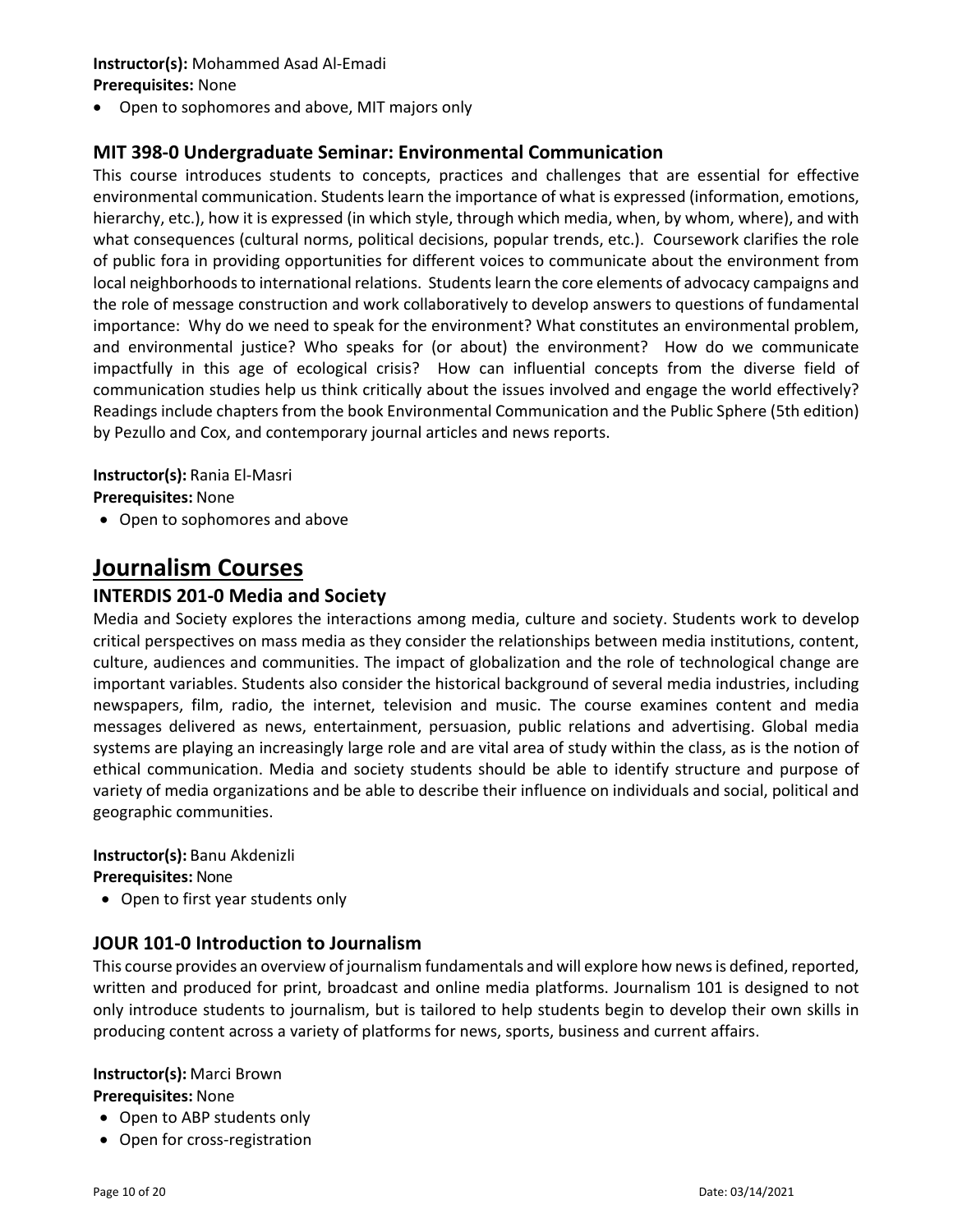**Instructor(s):** Mohammed Asad Al-Emadi

**Prerequisites:** None

- Open to sophomores and above, MIT majors only

### MIT 398-0 Undergraduate Seminar: Environmental Communication

This course introduces students to concepts, practices and challenges that are essential for effective environmental communication. Students learn the importance of what is expressed (information, emotions, hierarchy, etc.), how it is expressed (in which style, through which media, when, by whom, where), and with what consequences (cultural norms, political decisions, popular trends, etc.). Coursework clarifies the role of public fora in providing opportunities for different voices to communicate about the environment from local neighborhoods to international relations. Students learn the core elements of advocacy campaigns and the role of message construction and work collaboratively to develop answers to questions of fundamental importance: Why do we need to speak for the environment? What constitutes an environmental problem, and environmental justice? Who speaks for (or about) the environment? How do we communicate impactfully in this age of ecological crisis? How can influential concepts from the diverse field of communication studies help us think critically about the issues involved and engage the world effectively? Readings include chapters from the book Environmental Communication and the Public Sphere (5th edition) by Pezullo and Cox, and contemporary journal articles and news reports.

**Instructor(s):** Rania El-Masri

**Prerequisites:** None

- Open to sophomores and above

## Journalism Courses

### INTERDIS 201-0 Media and Society

Media and Society explores the interactions among media, culture and society. Students work to develop critical perspectives on mass media as they consider the relationships between media institutions, content, culture, audiences and communities. The impact of globalization and the role of technological change are important variables. Students also consider the historical background of several media industries, including newspapers, film, radio, the internet, television and music. The course examines content and media messages delivered as news, entertainment, persuasion, public relations and advertising. Global media systems are playing an increasingly large role and are vital area of study within the class, as is the notion of ethical communication. Media and society students should be able to identify structure and purpose of variety of media organizations and be able to describe their influence on individuals and social, political and geographic communities.

**Instructor(s):** Banu Akdenizli

**Prerequisites:** None

- Open to first year students only

### JOUR 101-0 Introduction to Journalism

This course provides an overview of journalism fundamentals and will explore how news is defined, reported, written and produced for print, broadcast and online media platforms. Journalism 101 is designed to not only introduce students to journalism, but is tailored to help students begin to develop their own skills in producing content across a variety of platforms for news, sports, business and current affairs.

**Instructor(s):** Marci Brown

**Prerequisites:** None

- Open to ABP students only
- Open for cross-registration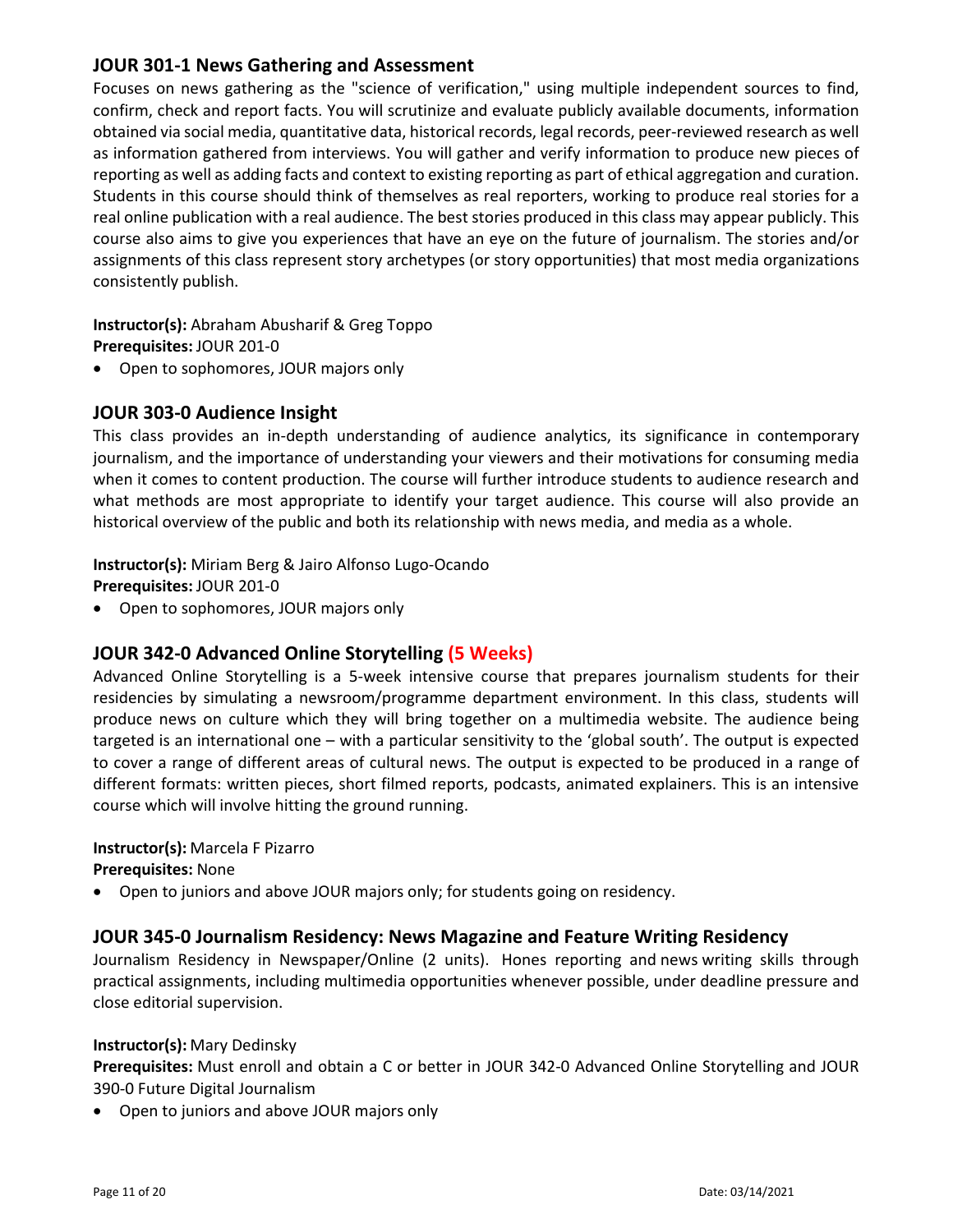## JOUR 301-1 News Gathering and Assessment

Focuses on news gathering as the "science of verification," using multiple independent sources to find, confirm, check and report facts. You will scrutinize and evaluate publicly available documents, information obtained via social media, quantitative data, historical records, legal records, peer-reviewed research as well as information gathered from interviews. You will gather and verify information to produce new pieces of reporting as well as adding facts and context to existing reporting as part of ethical aggregation and curation. Students in this course should think of themselves as real reporters, working to produce real stories for a real online publication with a real audience. The best stories produced in this class may appear publicly. This course also aims to give you experiences that have an eye on the future of journalism. The stories and/or assignments of this class represent story archetypes (or story opportunities) that most media organizations consistently publish.

**Instructor(s):** Abraham Abusharif & Greg Toppo
**Prerequisites:** JOUR 201-0

- Open to sophomores, JOUR majors only

## JOUR 303-0 Audience Insight

This class provides an in-depth understanding of audience analytics, its significance in contemporary journalism, and the importance of understanding your viewers and their motivations for consuming media when it comes to content production. The course will further introduce students to audience research and what methods are most appropriate to identify your target audience. This course will also provide an historical overview of the public and both its relationship with news media, and media as a whole.

**Instructor(s):** Miriam Berg & Jairo Alfonso Lugo-Ocando
**Prerequisites:** JOUR 201-0

- Open to sophomores, JOUR majors only

## JOUR 342-0 Advanced Online Storytelling (5 Weeks)

Advanced Online Storytelling is a 5-week intensive course that prepares journalism students for their residencies by simulating a newsroom/programme department environment. In this class, students will produce news on culture which they will bring together on a multimedia website. The audience being targeted is an international one – with a particular sensitivity to the 'global south'. The output is expected to cover a range of different areas of cultural news. The output is expected to be produced in a range of different formats: written pieces, short filmed reports, podcasts, animated explainers. This is an intensive course which will involve hitting the ground running.

**Instructor(s):** Marcela F Pizarro
**Prerequisites:** None

- Open to juniors and above JOUR majors only; for students going on residency.

## JOUR 345-0 Journalism Residency: News Magazine and Feature Writing Residency

Journalism Residency in Newspaper/Online (2 units). Hones reporting and news writing skills through practical assignments, including multimedia opportunities whenever possible, under deadline pressure and close editorial supervision.

**Instructor(s):** Mary Dedinsky
**Prerequisites:** Must enroll and obtain a C or better in JOUR 342-0 Advanced Online Storytelling and JOUR 390-0 Future Digital Journalism

- Open to juniors and above JOUR majors only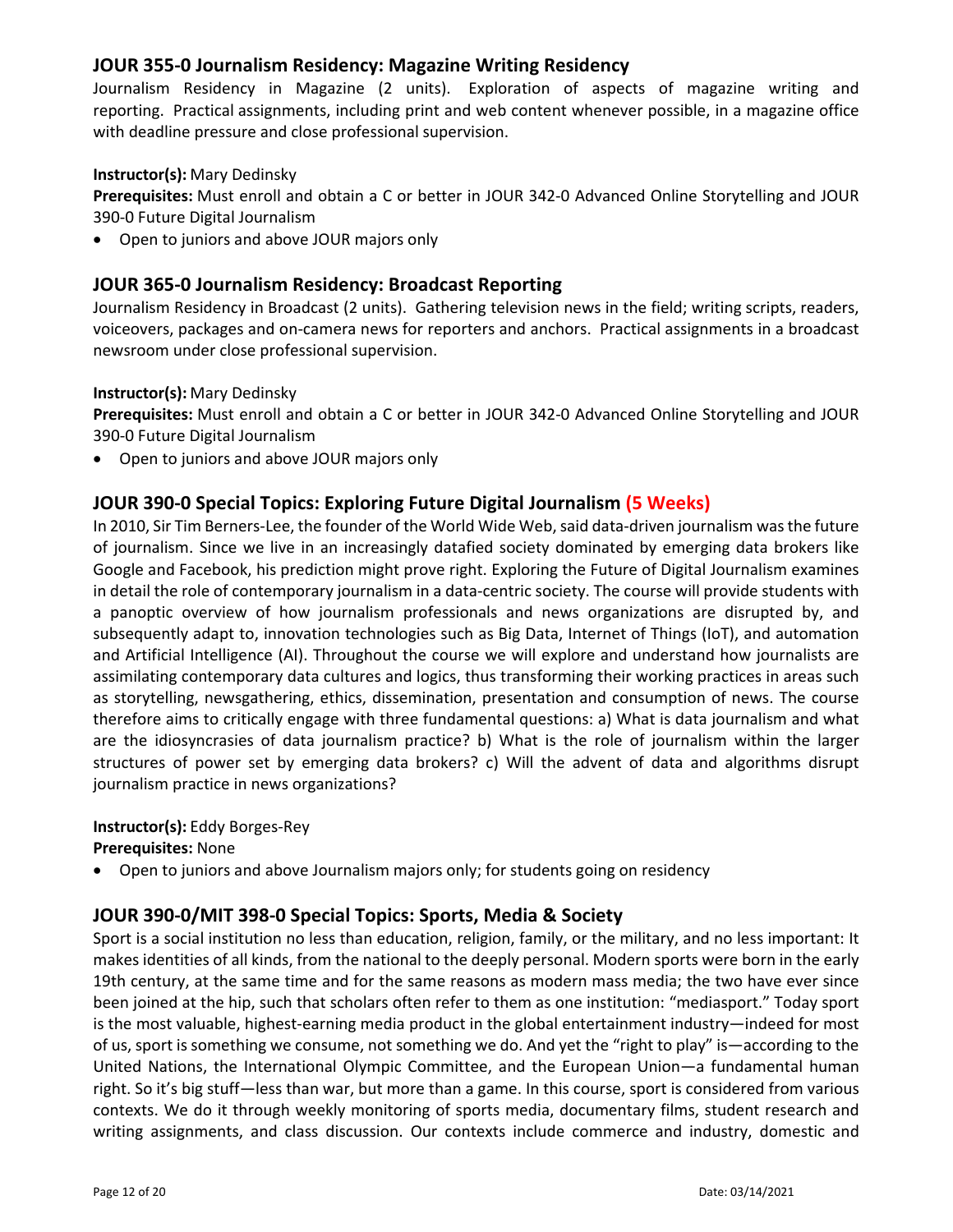## JOUR 355-0 Journalism Residency: Magazine Writing Residency

Journalism Residency in Magazine (2 units). Exploration of aspects of magazine writing and reporting. Practical assignments, including print and web content whenever possible, in a magazine office with deadline pressure and close professional supervision.

**Instructor(s):** Mary Dedinsky

**Prerequisites:** Must enroll and obtain a C or better in JOUR 342-0 Advanced Online Storytelling and JOUR 390-0 Future Digital Journalism

- Open to juniors and above JOUR majors only

## JOUR 365-0 Journalism Residency: Broadcast Reporting

Journalism Residency in Broadcast (2 units). Gathering television news in the field; writing scripts, readers, voiceovers, packages and on-camera news for reporters and anchors. Practical assignments in a broadcast newsroom under close professional supervision.

**Instructor(s):** Mary Dedinsky

**Prerequisites:** Must enroll and obtain a C or better in JOUR 342-0 Advanced Online Storytelling and JOUR 390-0 Future Digital Journalism

- Open to juniors and above JOUR majors only

## JOUR 390-0 Special Topics: Exploring Future Digital Journalism (5 Weeks)

In 2010, Sir Tim Berners-Lee, the founder of the World Wide Web, said data-driven journalism was the future of journalism. Since we live in an increasingly datafied society dominated by emerging data brokers like Google and Facebook, his prediction might prove right. Exploring the Future of Digital Journalism examines in detail the role of contemporary journalism in a data-centric society. The course will provide students with a panoptic overview of how journalism professionals and news organizations are disrupted by, and subsequently adapt to, innovation technologies such as Big Data, Internet of Things (IoT), and automation and Artificial Intelligence (AI). Throughout the course we will explore and understand how journalists are assimilating contemporary data cultures and logics, thus transforming their working practices in areas such as storytelling, newsgathering, ethics, dissemination, presentation and consumption of news. The course therefore aims to critically engage with three fundamental questions: a) What is data journalism and what are the idiosyncrasies of data journalism practice? b) What is the role of journalism within the larger structures of power set by emerging data brokers? c) Will the advent of data and algorithms disrupt journalism practice in news organizations?

**Instructor(s):** Eddy Borges-Rey

**Prerequisites:** None

- Open to juniors and above Journalism majors only; for students going on residency

## JOUR 390-0/MIT 398-0 Special Topics: Sports, Media & Society

Sport is a social institution no less than education, religion, family, or the military, and no less important: It makes identities of all kinds, from the national to the deeply personal. Modern sports were born in the early 19th century, at the same time and for the same reasons as modern mass media; the two have ever since been joined at the hip, such that scholars often refer to them as one institution: "mediasport." Today sport is the most valuable, highest-earning media product in the global entertainment industry—indeed for most of us, sport is something we consume, not something we do. And yet the "right to play" is—according to the United Nations, the International Olympic Committee, and the European Union—a fundamental human right. So it's big stuff—less than war, but more than a game. In this course, sport is considered from various contexts. We do it through weekly monitoring of sports media, documentary films, student research and writing assignments, and class discussion. Our contexts include commerce and industry, domestic and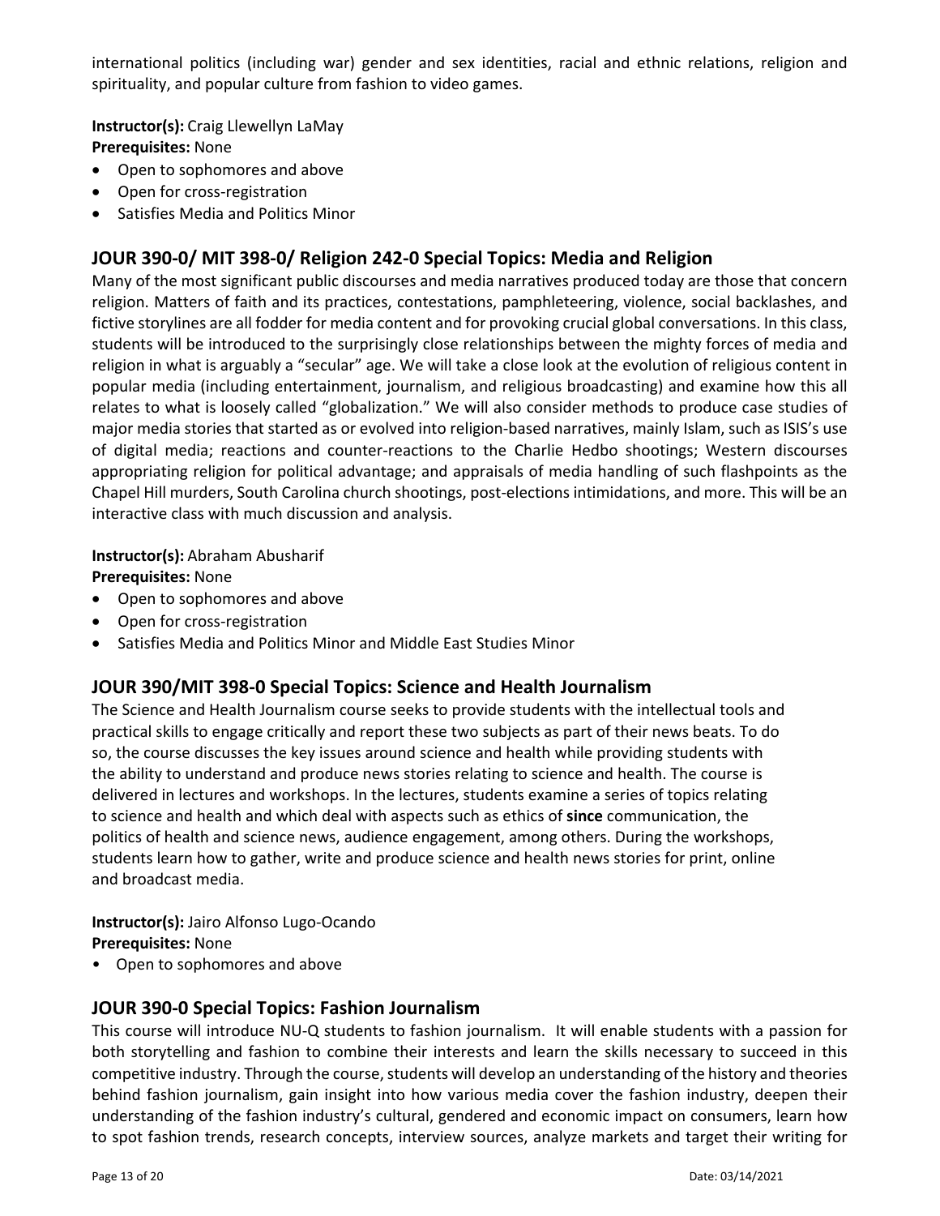international politics (including war) gender and sex identities, racial and ethnic relations, religion and spirituality, and popular culture from fashion to video games.

**Instructor(s):** Craig Llewellyn LaMay
**Prerequisites:** None

- Open to sophomores and above
- Open for cross-registration
- Satisfies Media and Politics Minor

## JOUR 390-0/ MIT 398-0/ Religion 242-0 Special Topics: Media and Religion

Many of the most significant public discourses and media narratives produced today are those that concern religion. Matters of faith and its practices, contestations, pamphleteering, violence, social backlashes, and fictive storylines are all fodder for media content and for provoking crucial global conversations. In this class, students will be introduced to the surprisingly close relationships between the mighty forces of media and religion in what is arguably a "secular" age. We will take a close look at the evolution of religious content in popular media (including entertainment, journalism, and religious broadcasting) and examine how this all relates to what is loosely called "globalization." We will also consider methods to produce case studies of major media stories that started as or evolved into religion-based narratives, mainly Islam, such as ISIS's use of digital media; reactions and counter-reactions to the Charlie Hedbo shootings; Western discourses appropriating religion for political advantage; and appraisals of media handling of such flashpoints as the Chapel Hill murders, South Carolina church shootings, post-elections intimidations, and more. This will be an interactive class with much discussion and analysis.

**Instructor(s):** Abraham Abusharif
**Prerequisites:** None

- Open to sophomores and above
- Open for cross-registration
- Satisfies Media and Politics Minor and Middle East Studies Minor

## JOUR 390/MIT 398-0 Special Topics: Science and Health Journalism

The Science and Health Journalism course seeks to provide students with the intellectual tools and practical skills to engage critically and report these two subjects as part of their news beats. To do so, the course discusses the key issues around science and health while providing students with the ability to understand and produce news stories relating to science and health. The course is delivered in lectures and workshops. In the lectures, students examine a series of topics relating to science and health and which deal with aspects such as ethics of **since** communication, the politics of health and science news, audience engagement, among others. During the workshops, students learn how to gather, write and produce science and health news stories for print, online and broadcast media.

**Instructor(s):** Jairo Alfonso Lugo-Ocando
**Prerequisites:** None

- Open to sophomores and above

## JOUR 390-0 Special Topics: Fashion Journalism

This course will introduce NU-Q students to fashion journalism. It will enable students with a passion for both storytelling and fashion to combine their interests and learn the skills necessary to succeed in this competitive industry. Through the course, students will develop an understanding of the history and theories behind fashion journalism, gain insight into how various media cover the fashion industry, deepen their understanding of the fashion industry's cultural, gendered and economic impact on consumers, learn how to spot fashion trends, research concepts, interview sources, analyze markets and target their writing for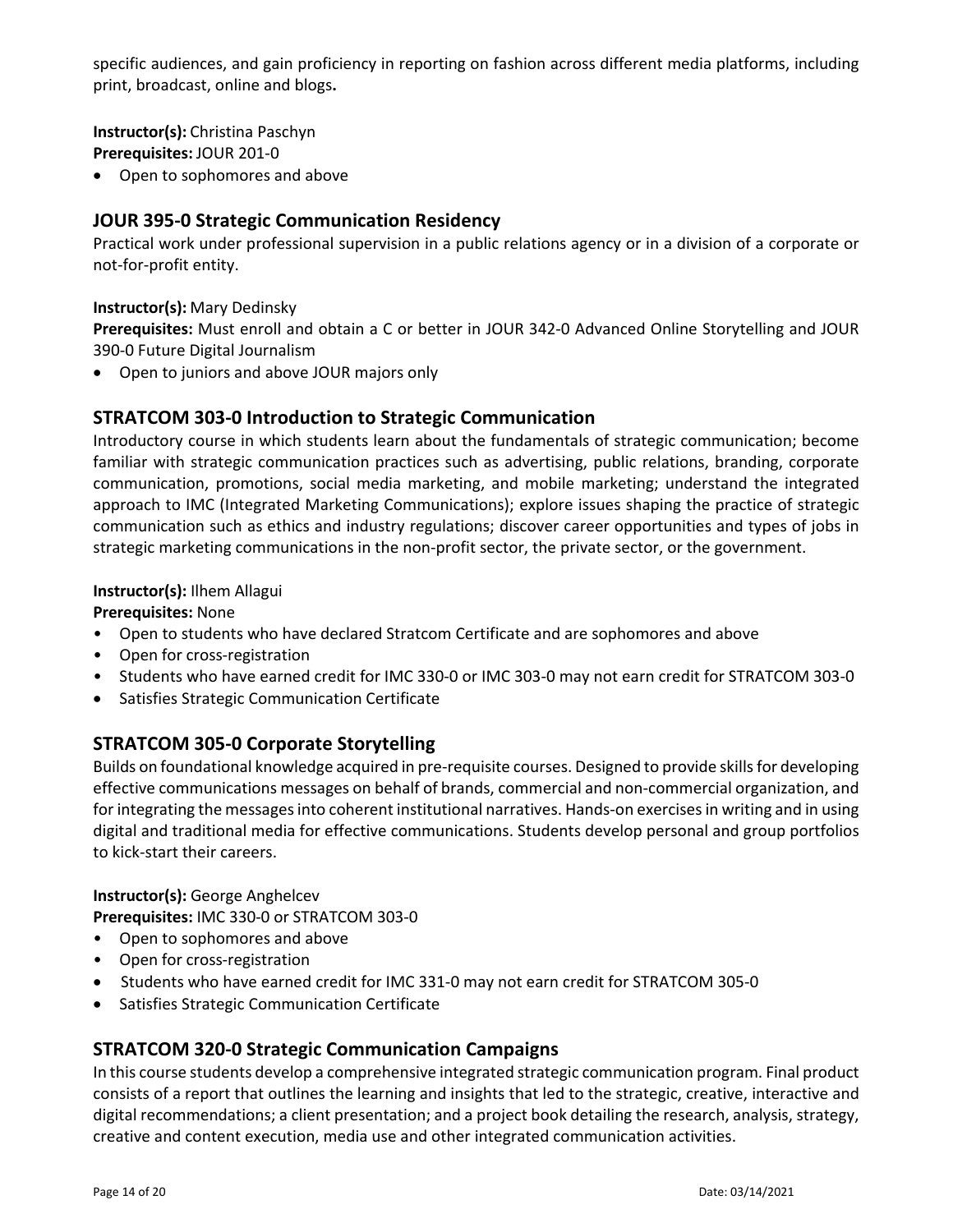specific audiences, and gain proficiency in reporting on fashion across different media platforms, including print, broadcast, online and blogs**.**

**Instructor(s):** Christina Paschyn
**Prerequisites:** JOUR 201-0

- Open to sophomores and above

## JOUR 395-0 Strategic Communication Residency

Practical work under professional supervision in a public relations agency or in a division of a corporate or not-for-profit entity.

**Instructor(s):** Mary Dedinsky
**Prerequisites:** Must enroll and obtain a C or better in JOUR 342-0 Advanced Online Storytelling and JOUR 390-0 Future Digital Journalism

- Open to juniors and above JOUR majors only

## STRATCOM 303-0 Introduction to Strategic Communication

Introductory course in which students learn about the fundamentals of strategic communication; become familiar with strategic communication practices such as advertising, public relations, branding, corporate communication, promotions, social media marketing, and mobile marketing; understand the integrated approach to IMC (Integrated Marketing Communications); explore issues shaping the practice of strategic communication such as ethics and industry regulations; discover career opportunities and types of jobs in strategic marketing communications in the non-profit sector, the private sector, or the government.

**Instructor(s):** Ilhem Allagui
**Prerequisites:** None

- Open to students who have declared Stratcom Certificate and are sophomores and above
- Open for cross-registration
- Students who have earned credit for IMC 330-0 or IMC 303-0 may not earn credit for STRATCOM 303-0
- Satisfies Strategic Communication Certificate

## STRATCOM 305-0 Corporate Storytelling

Builds on foundational knowledge acquired in pre-requisite courses. Designed to provide skills for developing effective communications messages on behalf of brands, commercial and non-commercial organization, and for integrating the messages into coherent institutional narratives. Hands-on exercises in writing and in using digital and traditional media for effective communications. Students develop personal and group portfolios to kick-start their careers.

**Instructor(s):** George Anghelcev
**Prerequisites:** IMC 330-0 or STRATCOM 303-0

- Open to sophomores and above
- Open for cross-registration
- Students who have earned credit for IMC 331-0 may not earn credit for STRATCOM 305-0
- Satisfies Strategic Communication Certificate

## STRATCOM 320-0 Strategic Communication Campaigns

In this course students develop a comprehensive integrated strategic communication program. Final product consists of a report that outlines the learning and insights that led to the strategic, creative, interactive and digital recommendations; a client presentation; and a project book detailing the research, analysis, strategy, creative and content execution, media use and other integrated communication activities.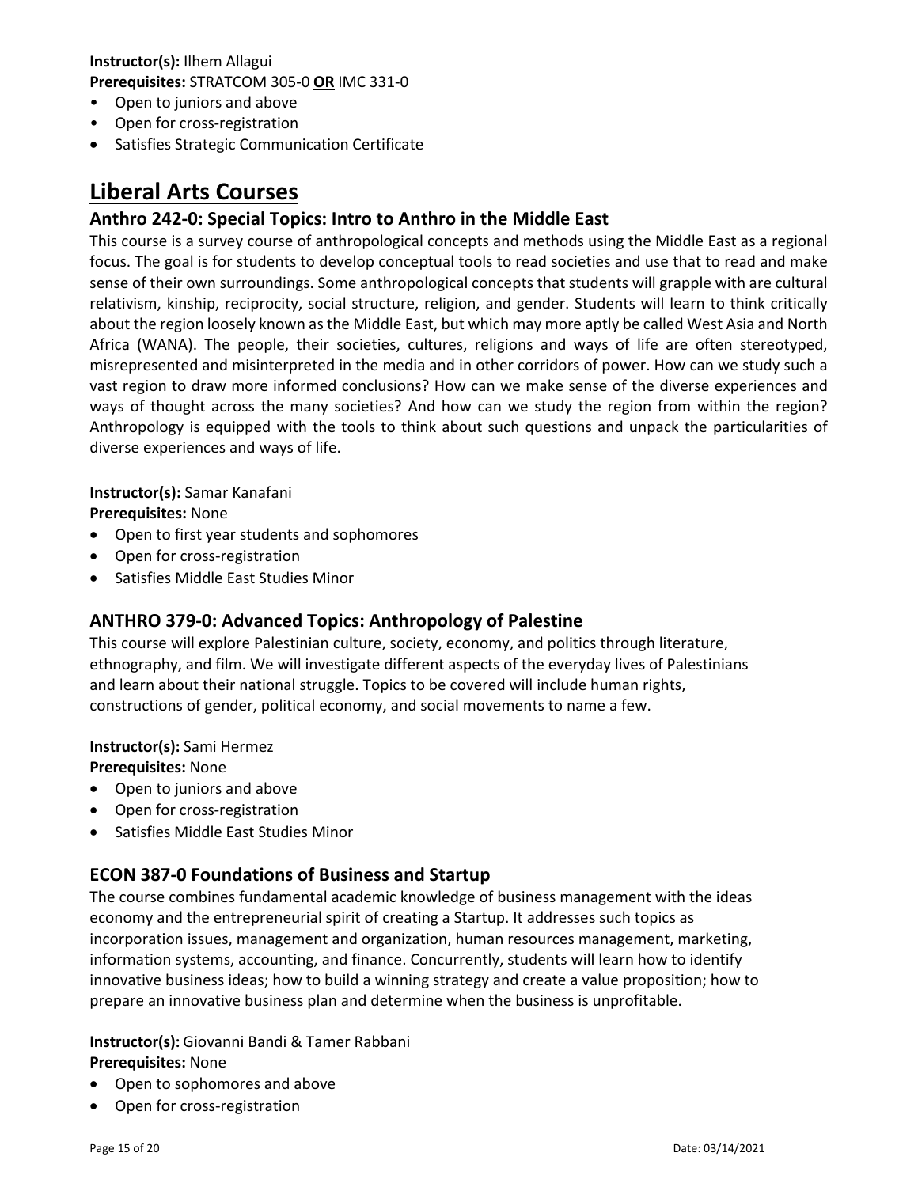**Instructor(s):** Ilhem Allagui
**Prerequisites:** STRATCOM 305-0 **OR** IMC 331-0

- Open to juniors and above
- Open for cross-registration
- Satisfies Strategic Communication Certificate

# Liberal Arts Courses

## Anthro 242-0: Special Topics: Intro to Anthro in the Middle East

This course is a survey course of anthropological concepts and methods using the Middle East as a regional focus. The goal is for students to develop conceptual tools to read societies and use that to read and make sense of their own surroundings. Some anthropological concepts that students will grapple with are cultural relativism, kinship, reciprocity, social structure, religion, and gender. Students will learn to think critically about the region loosely known as the Middle East, but which may more aptly be called West Asia and North Africa (WANA). The people, their societies, cultures, religions and ways of life are often stereotyped, misrepresented and misinterpreted in the media and in other corridors of power. How can we study such a vast region to draw more informed conclusions? How can we make sense of the diverse experiences and ways of thought across the many societies? And how can we study the region from within the region? Anthropology is equipped with the tools to think about such questions and unpack the particularities of diverse experiences and ways of life.

**Instructor(s):** Samar Kanafani
**Prerequisites:** None

- Open to first year students and sophomores
- Open for cross-registration
- Satisfies Middle East Studies Minor

## ANTHRO 379-0: Advanced Topics: Anthropology of Palestine

This course will explore Palestinian culture, society, economy, and politics through literature, ethnography, and film. We will investigate different aspects of the everyday lives of Palestinians and learn about their national struggle. Topics to be covered will include human rights, constructions of gender, political economy, and social movements to name a few.

**Instructor(s):** Sami Hermez
**Prerequisites:** None

- Open to juniors and above
- Open for cross-registration
- Satisfies Middle East Studies Minor

## ECON 387-0 Foundations of Business and Startup

The course combines fundamental academic knowledge of business management with the ideas economy and the entrepreneurial spirit of creating a Startup. It addresses such topics as incorporation issues, management and organization, human resources management, marketing, information systems, accounting, and finance. Concurrently, students will learn how to identify innovative business ideas; how to build a winning strategy and create a value proposition; how to prepare an innovative business plan and determine when the business is unprofitable.

**Instructor(s):** Giovanni Bandi & Tamer Rabbani
**Prerequisites:** None

- Open to sophomores and above
- Open for cross-registration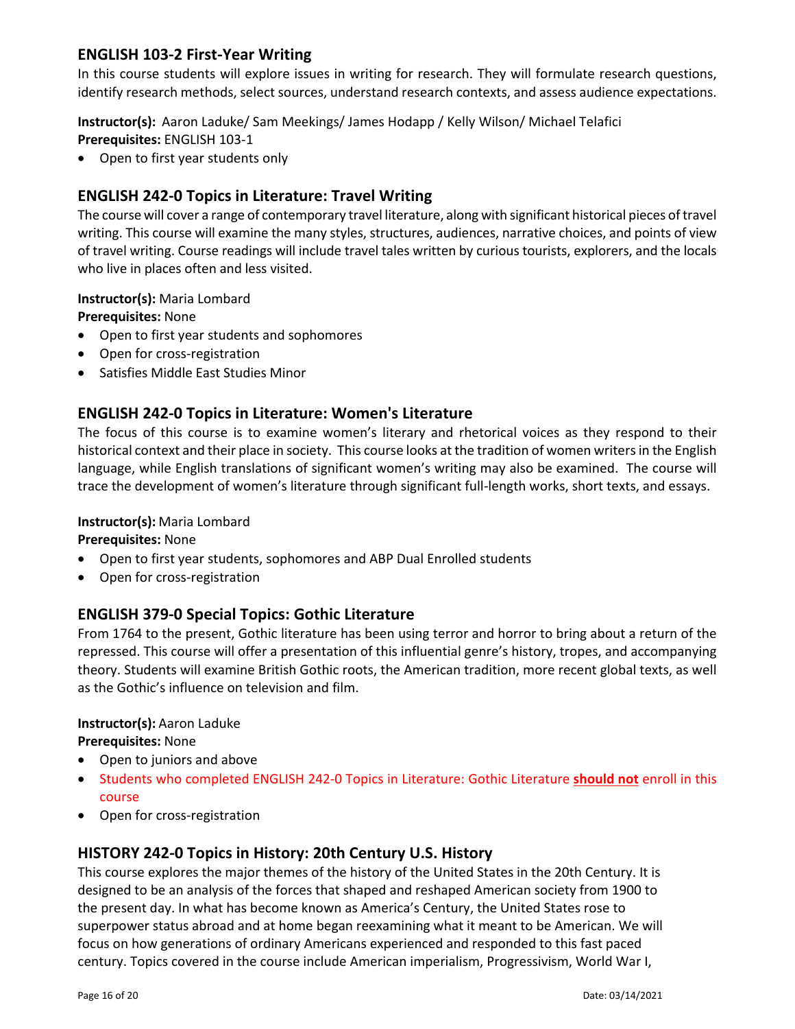## ENGLISH 103-2 First-Year Writing

In this course students will explore issues in writing for research. They will formulate research questions, identify research methods, select sources, understand research contexts, and assess audience expectations.

**Instructor(s):** Aaron Laduke/ Sam Meekings/ James Hodapp / Kelly Wilson/ Michael Telafici
**Prerequisites:** ENGLISH 103-1

- Open to first year students only

## ENGLISH 242-0 Topics in Literature: Travel Writing

The course will cover a range of contemporary travel literature, along with significant historical pieces of travel writing. This course will examine the many styles, structures, audiences, narrative choices, and points of view of travel writing. Course readings will include travel tales written by curious tourists, explorers, and the locals who live in places often and less visited.

**Instructor(s):** Maria Lombard
**Prerequisites:** None

- Open to first year students and sophomores
- Open for cross-registration
- Satisfies Middle East Studies Minor

## ENGLISH 242-0 Topics in Literature: Women's Literature

The focus of this course is to examine women's literary and rhetorical voices as they respond to their historical context and their place in society. This course looks at the tradition of women writers in the English language, while English translations of significant women's writing may also be examined. The course will trace the development of women's literature through significant full-length works, short texts, and essays.

**Instructor(s):** Maria Lombard
**Prerequisites:** None

- Open to first year students, sophomores and ABP Dual Enrolled students
- Open for cross-registration

## ENGLISH 379-0 Special Topics: Gothic Literature

From 1764 to the present, Gothic literature has been using terror and horror to bring about a return of the repressed. This course will offer a presentation of this influential genre's history, tropes, and accompanying theory. Students will examine British Gothic roots, the American tradition, more recent global texts, as well as the Gothic's influence on television and film.

**Instructor(s):** Aaron Laduke
**Prerequisites:** None

- Open to juniors and above
- Students who completed ENGLISH 242-0 Topics in Literature: Gothic Literature **should not** enroll in this course
- Open for cross-registration

## HISTORY 242-0 Topics in History: 20th Century U.S. History

This course explores the major themes of the history of the United States in the 20th Century. It is designed to be an analysis of the forces that shaped and reshaped American society from 1900 to the present day. In what has become known as America's Century, the United States rose to superpower status abroad and at home began reexamining what it meant to be American. We will focus on how generations of ordinary Americans experienced and responded to this fast paced century. Topics covered in the course include American imperialism, Progressivism, World War I,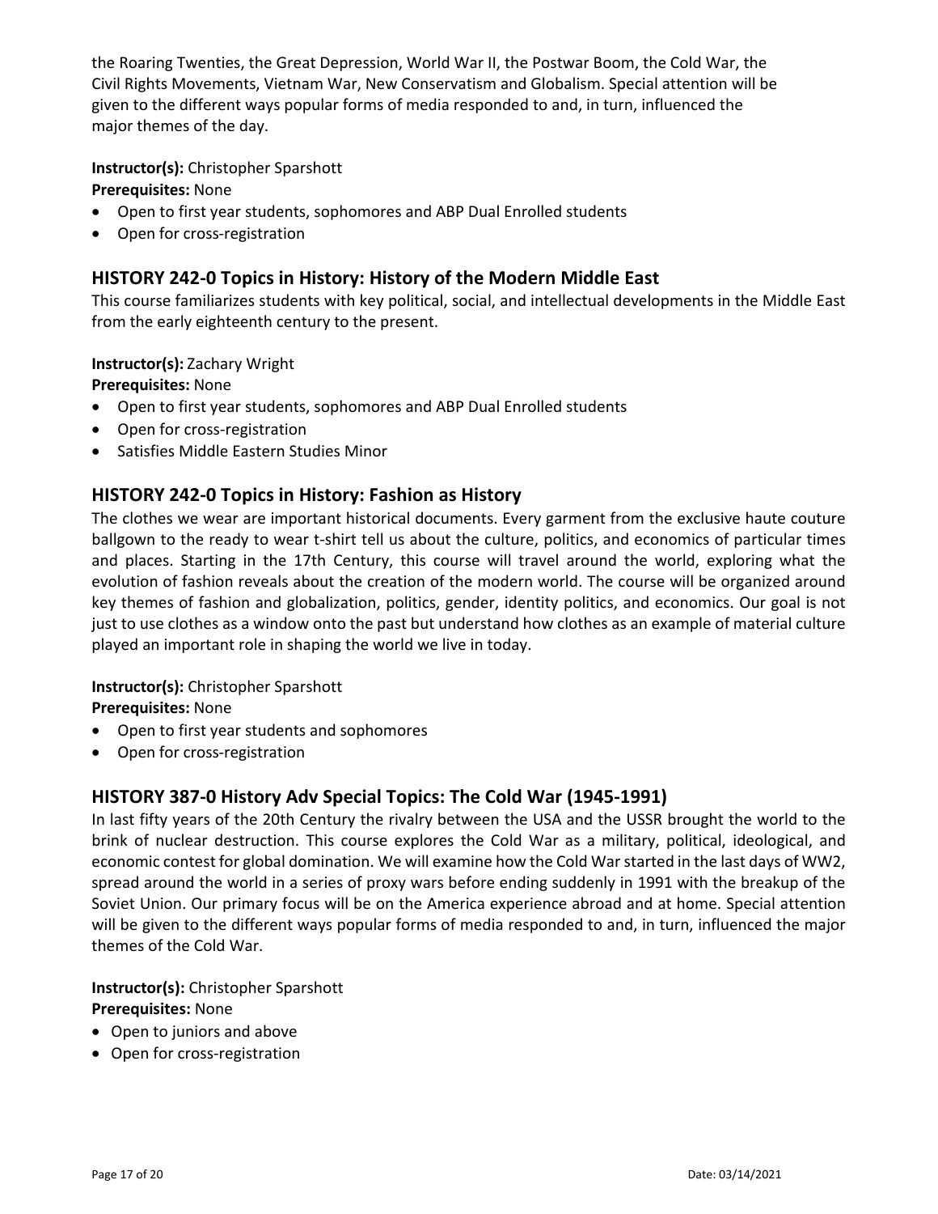the Roaring Twenties, the Great Depression, World War II, the Postwar Boom, the Cold War, the Civil Rights Movements, Vietnam War, New Conservatism and Globalism. Special attention will be given to the different ways popular forms of media responded to and, in turn, influenced the major themes of the day.

**Instructor(s):** Christopher Sparshott
**Prerequisites:** None

- Open to first year students, sophomores and ABP Dual Enrolled students
- Open for cross-registration

## HISTORY 242-0 Topics in History: History of the Modern Middle East

This course familiarizes students with key political, social, and intellectual developments in the Middle East from the early eighteenth century to the present.

**Instructor(s):** Zachary Wright
**Prerequisites:** None

- Open to first year students, sophomores and ABP Dual Enrolled students
- Open for cross-registration
- Satisfies Middle Eastern Studies Minor

## HISTORY 242-0 Topics in History: Fashion as History

The clothes we wear are important historical documents. Every garment from the exclusive haute couture ballgown to the ready to wear t-shirt tell us about the culture, politics, and economics of particular times and places. Starting in the 17th Century, this course will travel around the world, exploring what the evolution of fashion reveals about the creation of the modern world. The course will be organized around key themes of fashion and globalization, politics, gender, identity politics, and economics. Our goal is not just to use clothes as a window onto the past but understand how clothes as an example of material culture played an important role in shaping the world we live in today.

**Instructor(s):** Christopher Sparshott
**Prerequisites:** None

- Open to first year students and sophomores
- Open for cross-registration

## HISTORY 387-0 History Adv Special Topics: The Cold War (1945-1991)

In last fifty years of the 20th Century the rivalry between the USA and the USSR brought the world to the brink of nuclear destruction. This course explores the Cold War as a military, political, ideological, and economic contest for global domination. We will examine how the Cold War started in the last days of WW2, spread around the world in a series of proxy wars before ending suddenly in 1991 with the breakup of the Soviet Union. Our primary focus will be on the America experience abroad and at home. Special attention will be given to the different ways popular forms of media responded to and, in turn, influenced the major themes of the Cold War.

**Instructor(s):** Christopher Sparshott
**Prerequisites:** None

- Open to juniors and above
- Open for cross-registration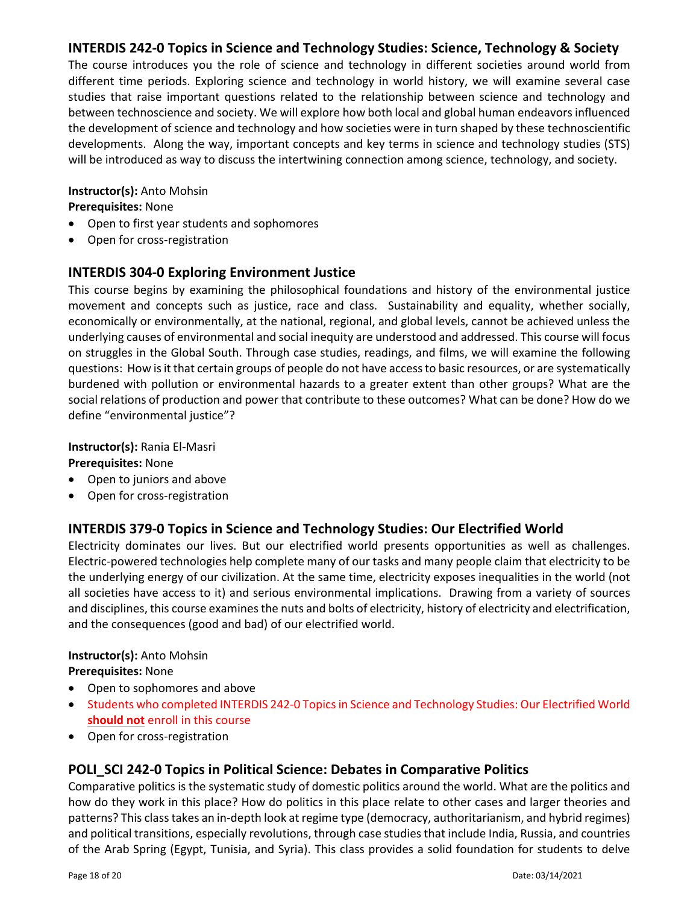## INTERDIS 242-0 Topics in Science and Technology Studies: Science, Technology & Society

The course introduces you the role of science and technology in different societies around world from different time periods. Exploring science and technology in world history, we will examine several case studies that raise important questions related to the relationship between science and technology and between technoscience and society. We will explore how both local and global human endeavors influenced the development of science and technology and how societies were in turn shaped by these technoscientific developments. Along the way, important concepts and key terms in science and technology studies (STS) will be introduced as way to discuss the intertwining connection among science, technology, and society.

**Instructor(s):** Anto Mohsin
**Prerequisites:** None

- Open to first year students and sophomores
- Open for cross-registration

## INTERDIS 304-0 Exploring Environment Justice

This course begins by examining the philosophical foundations and history of the environmental justice movement and concepts such as justice, race and class. Sustainability and equality, whether socially, economically or environmentally, at the national, regional, and global levels, cannot be achieved unless the underlying causes of environmental and social inequity are understood and addressed. This course will focus on struggles in the Global South. Through case studies, readings, and films, we will examine the following questions: How is it that certain groups of people do not have access to basic resources, or are systematically burdened with pollution or environmental hazards to a greater extent than other groups? What are the social relations of production and power that contribute to these outcomes? What can be done? How do we define "environmental justice"?

**Instructor(s):** Rania El-Masri
**Prerequisites:** None

- Open to juniors and above
- Open for cross-registration

## INTERDIS 379-0 Topics in Science and Technology Studies: Our Electrified World

Electricity dominates our lives. But our electrified world presents opportunities as well as challenges. Electric-powered technologies help complete many of our tasks and many people claim that electricity to be the underlying energy of our civilization. At the same time, electricity exposes inequalities in the world (not all societies have access to it) and serious environmental implications. Drawing from a variety of sources and disciplines, this course examines the nuts and bolts of electricity, history of electricity and electrification, and the consequences (good and bad) of our electrified world.

**Instructor(s):** Anto Mohsin
**Prerequisites:** None

- Open to sophomores and above
- Students who completed INTERDIS 242-0 Topics in Science and Technology Studies: Our Electrified World **should not** enroll in this course
- Open for cross-registration

## POLI_SCI 242-0 Topics in Political Science: Debates in Comparative Politics

Comparative politics is the systematic study of domestic politics around the world. What are the politics and how do they work in this place? How do politics in this place relate to other cases and larger theories and patterns? This class takes an in-depth look at regime type (democracy, authoritarianism, and hybrid regimes) and political transitions, especially revolutions, through case studies that include India, Russia, and countries of the Arab Spring (Egypt, Tunisia, and Syria). This class provides a solid foundation for students to delve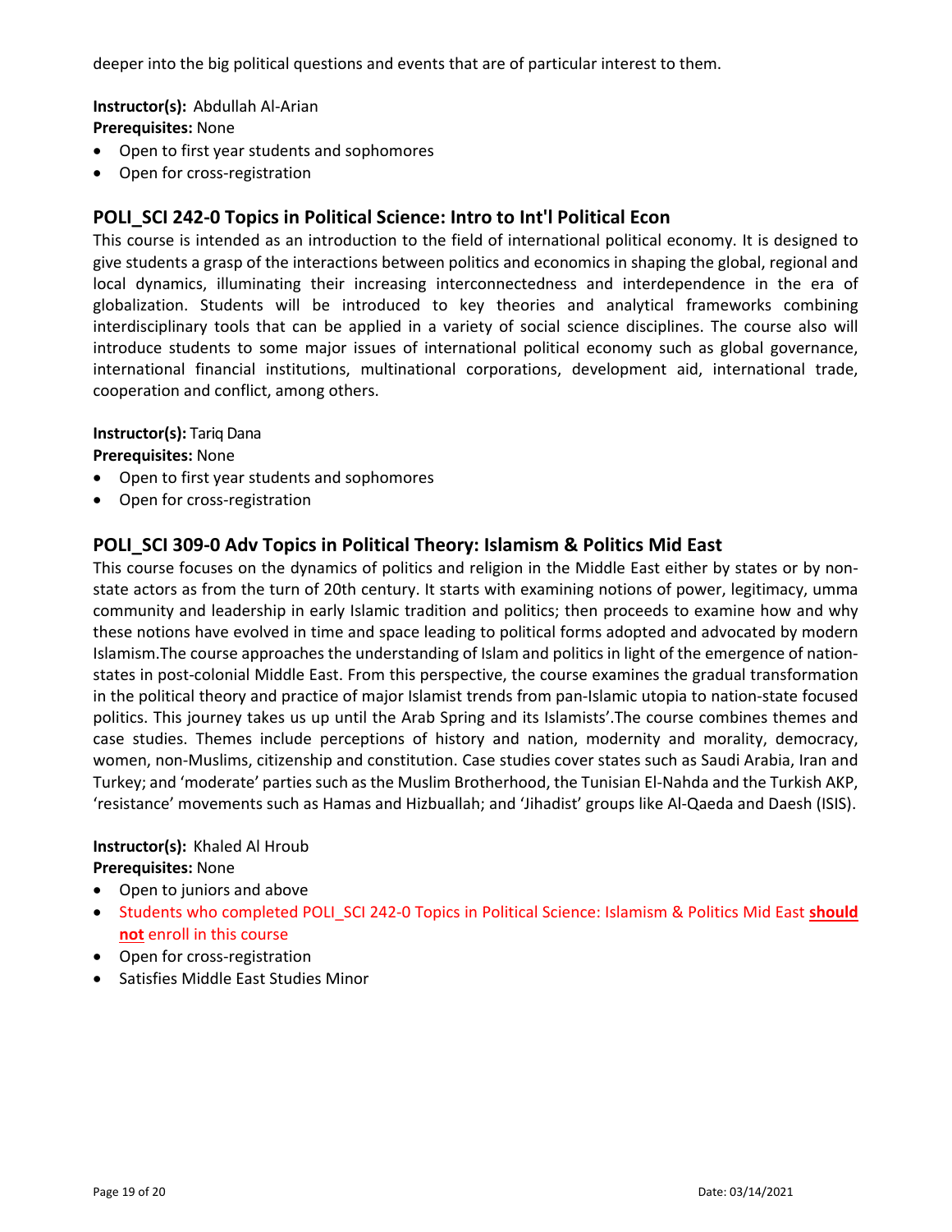deeper into the big political questions and events that are of particular interest to them.

**Instructor(s):** Abdullah Al-Arian
**Prerequisites:** None

- Open to first year students and sophomores
- Open for cross-registration

## POLI_SCI 242-0 Topics in Political Science: Intro to Int'l Political Econ

This course is intended as an introduction to the field of international political economy. It is designed to give students a grasp of the interactions between politics and economics in shaping the global, regional and local dynamics, illuminating their increasing interconnectedness and interdependence in the era of globalization. Students will be introduced to key theories and analytical frameworks combining interdisciplinary tools that can be applied in a variety of social science disciplines. The course also will introduce students to some major issues of international political economy such as global governance, international financial institutions, multinational corporations, development aid, international trade, cooperation and conflict, among others.

**Instructor(s):** Tariq Dana
**Prerequisites:** None

- Open to first year students and sophomores
- Open for cross-registration

## POLI_SCI 309-0 Adv Topics in Political Theory: Islamism & Politics Mid East

This course focuses on the dynamics of politics and religion in the Middle East either by states or by non-state actors as from the turn of 20th century. It starts with examining notions of power, legitimacy, umma community and leadership in early Islamic tradition and politics; then proceeds to examine how and why these notions have evolved in time and space leading to political forms adopted and advocated by modern Islamism.The course approaches the understanding of Islam and politics in light of the emergence of nation-states in post-colonial Middle East. From this perspective, the course examines the gradual transformation in the political theory and practice of major Islamist trends from pan-Islamic utopia to nation-state focused politics. This journey takes us up until the Arab Spring and its Islamists'.The course combines themes and case studies. Themes include perceptions of history and nation, modernity and morality, democracy, women, non-Muslims, citizenship and constitution. Case studies cover states such as Saudi Arabia, Iran and Turkey; and 'moderate' parties such as the Muslim Brotherhood, the Tunisian El-Nahda and the Turkish AKP, 'resistance' movements such as Hamas and Hizbuallah; and 'Jihadist' groups like Al-Qaeda and Daesh (ISIS).

**Instructor(s):** Khaled Al Hroub
**Prerequisites:** None

- Open to juniors and above
- Students who completed POLI_SCI 242-0 Topics in Political Science: Islamism & Politics Mid East **should not** enroll in this course
- Open for cross-registration
- Satisfies Middle East Studies Minor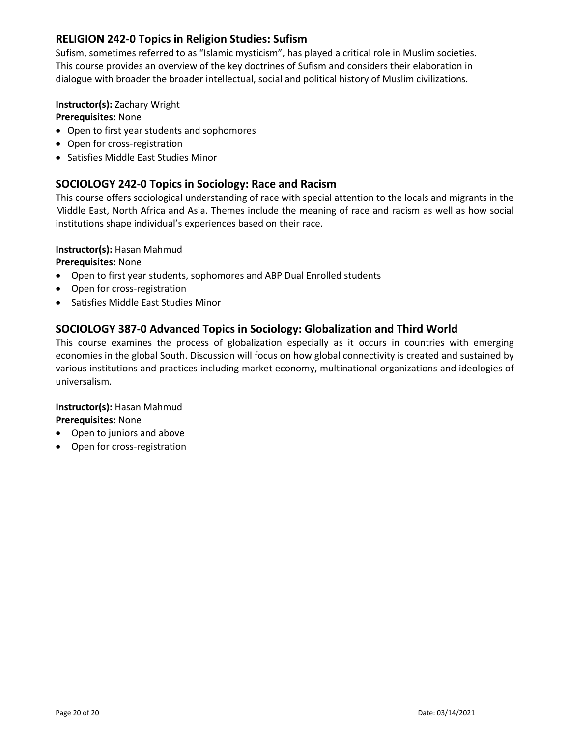## RELIGION 242-0 Topics in Religion Studies: Sufism

Sufism, sometimes referred to as "Islamic mysticism", has played a critical role in Muslim societies. This course provides an overview of the key doctrines of Sufism and considers their elaboration in dialogue with broader the broader intellectual, social and political history of Muslim civilizations.

**Instructor(s):** Zachary Wright
**Prerequisites:** None

- Open to first year students and sophomores
- Open for cross-registration
- Satisfies Middle East Studies Minor

## SOCIOLOGY 242-0 Topics in Sociology: Race and Racism

This course offers sociological understanding of race with special attention to the locals and migrants in the Middle East, North Africa and Asia. Themes include the meaning of race and racism as well as how social institutions shape individual's experiences based on their race.

**Instructor(s):** Hasan Mahmud
**Prerequisites:** None

- Open to first year students, sophomores and ABP Dual Enrolled students
- Open for cross-registration
- Satisfies Middle East Studies Minor

## SOCIOLOGY 387-0 Advanced Topics in Sociology: Globalization and Third World

This course examines the process of globalization especially as it occurs in countries with emerging economies in the global South. Discussion will focus on how global connectivity is created and sustained by various institutions and practices including market economy, multinational organizations and ideologies of universalism.

**Instructor(s):** Hasan Mahmud
**Prerequisites:** None

- Open to juniors and above
- Open for cross-registration